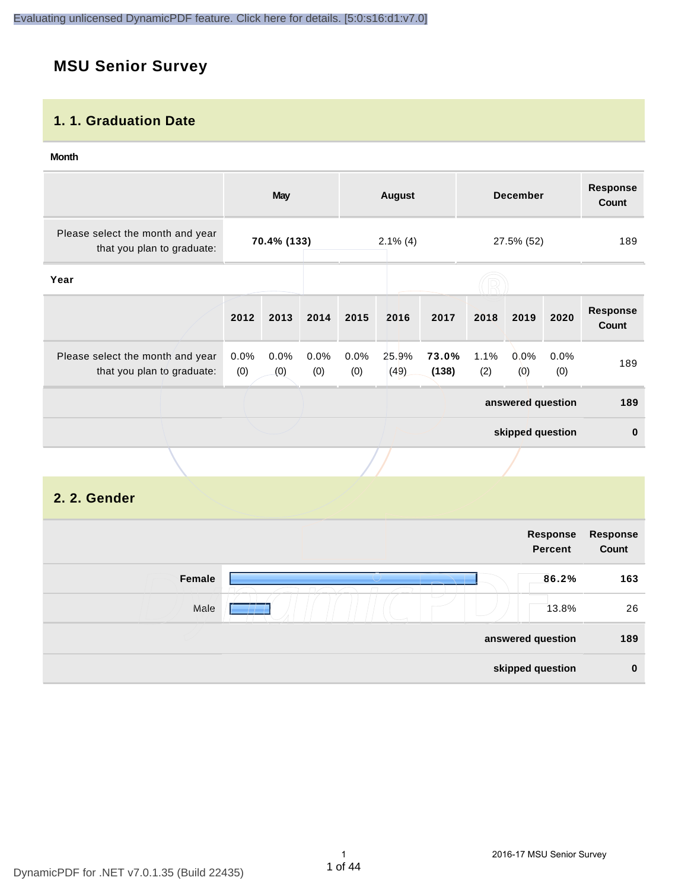# MSU Senior Survey

## 1. 1. Graduation Date

**Month**

| | May | August | December | Response Count |
|---|---|---|---|---|
| Please select the month and year that you plan to graduate: | **70.4% (133)** | 2.1% (4) | 27.5% (52) | 189 |

**Year**

| | 2012 | 2013 | 2014 | 2015 | 2016 | 2017 | 2018 | 2019 | 2020 | Response Count |
|---|---|---|---|---|---|---|---|---|---|---|
| Please select the month and year that you plan to graduate: | 0.0% (0) | 0.0% (0) | 0.0% (0) | 0.0% (0) | 25.9% (49) | **73.0% (138)** | 1.1% (2) | 0.0% (0) | 0.0% (0) | 189 |
| | | | | | | | | | **answered question** | **189** |
| | | | | | | | | | **skipped question** | **0** |

## 2. 2. Gender

| | Response Percent | Response Count |
|---|---|---|
| **Female** | **86.2%** | **163** |
| Male | 13.8% | 26 |
| **answered question** | | **189** |
| **skipped question** | | **0** |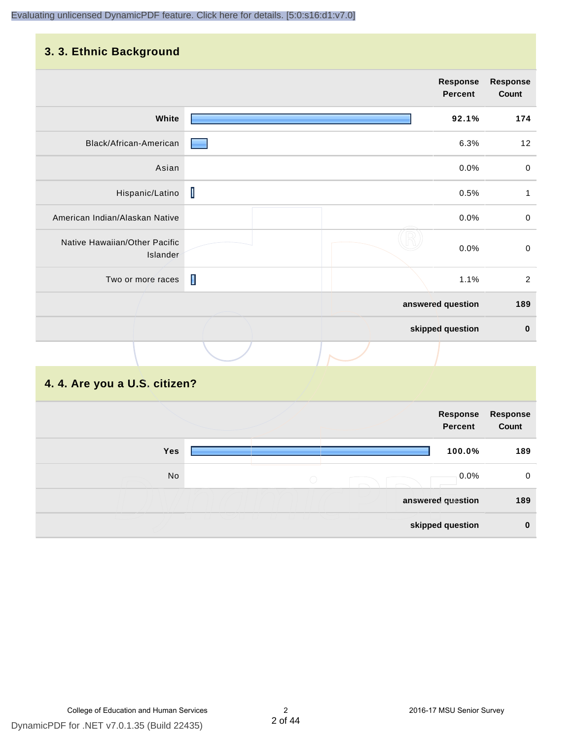## 3. 3. Ethnic Background

| | Response Percent | Response Count |
|---|---|---|
| White | 92.1% | 174 |
| Black/African-American | 6.3% | 12 |
| Asian | 0.0% | 0 |
| Hispanic/Latino | 0.5% | 1 |
| American Indian/Alaskan Native | 0.0% | 0 |
| Native Hawaiian/Other Pacific Islander | 0.0% | 0 |
| Two or more races | 1.1% | 2 |
| | answered question | 189 |
| | skipped question | 0 |

## 4. 4. Are you a U.S. citizen?

| | Response Percent | Response Count |
|---|---|---|
| Yes | 100.0% | 189 |
| No | 0.0% | 0 |
| | answered question | 189 |
| | skipped question | 0 |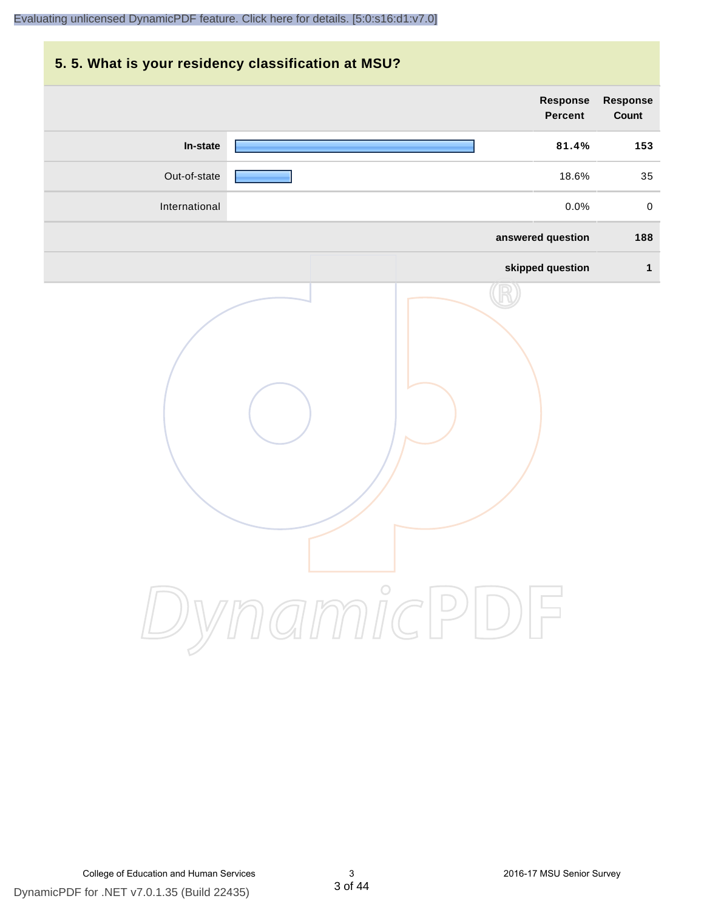## 5. 5. What is your residency classification at MSU?

| | Response Percent | Response Count |
|---|---|---|
| **In-state** | **81.4%** | **153** |
| Out-of-state | 18.6% | 35 |
| International | 0.0% | 0 |
| | **answered question** | **188** |
| | **skipped question** | **1** |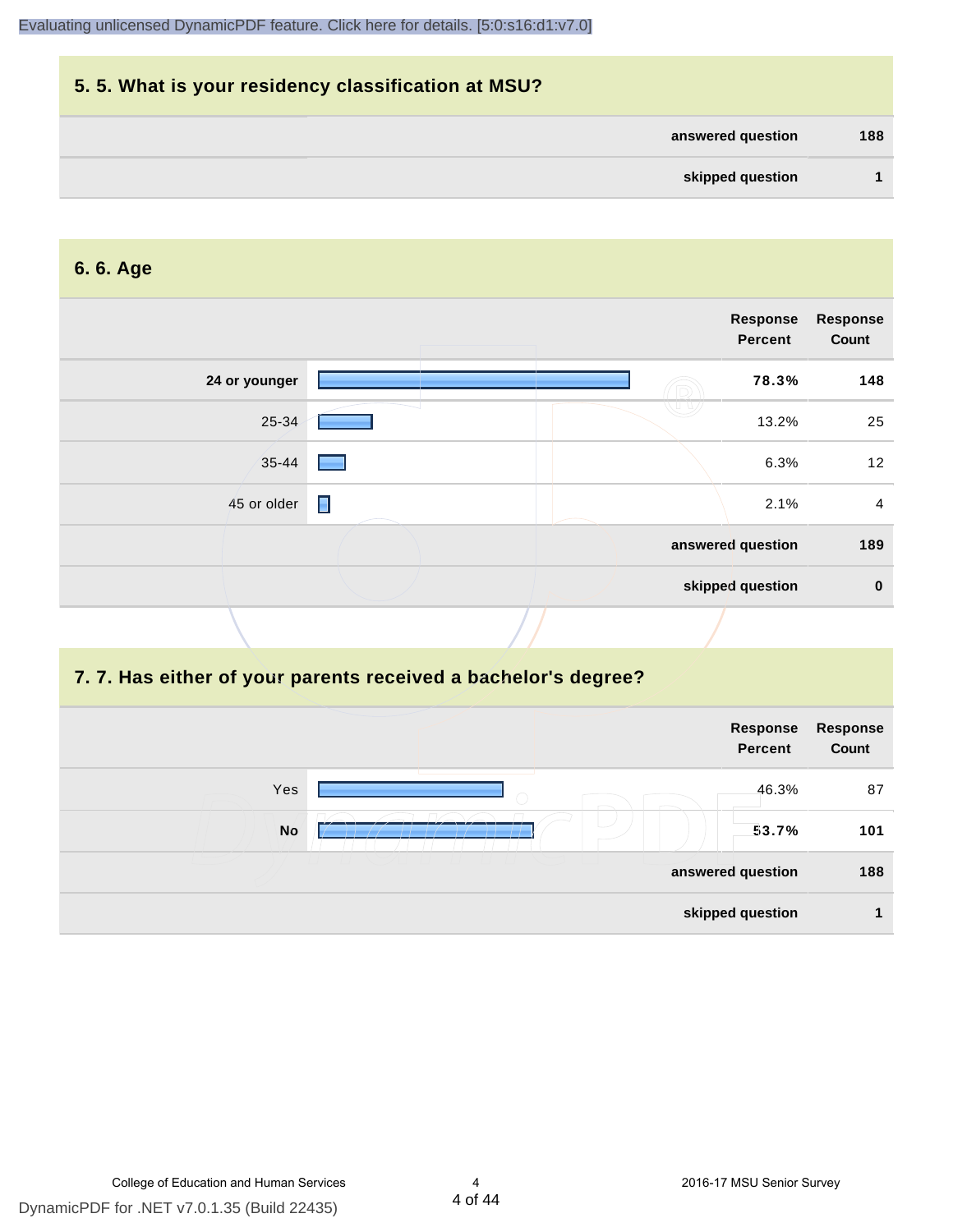## 5. 5. What is your residency classification at MSU?

| | |
|---|---|
| answered question | 188 |
| skipped question | 1 |

## 6. 6. Age

| | Response Percent | Response Count |
|---|---|---|
| **24 or younger** | **78.3%** | **148** |
| 25-34 | 13.2% | 25 |
| 35-44 | 6.3% | 12 |
| 45 or older | 2.1% | 4 |
| answered question | | 189 |
| skipped question | | 0 |

## 7. 7. Has either of your parents received a bachelor's degree?

| | Response Percent | Response Count |
|---|---|---|
| Yes | 46.3% | 87 |
| **No** | **53.7%** | **101** |
| answered question | | 188 |
| skipped question | | 1 |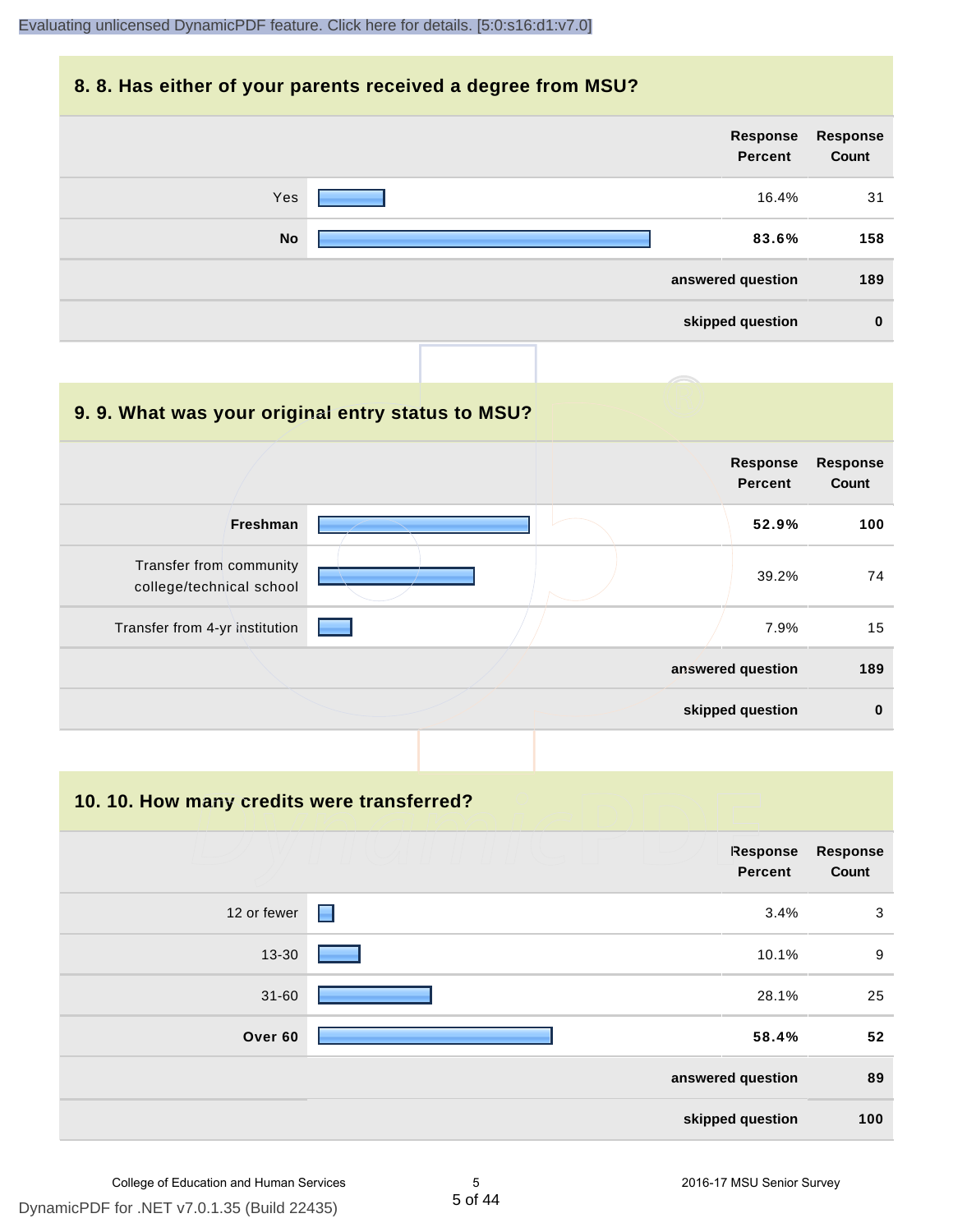## 8. 8. Has either of your parents received a degree from MSU?

| | Response Percent | Response Count |
|---|---|---|
| Yes | 16.4% | 31 |
| **No** | **83.6%** | **158** |
| | **answered question** | **189** |
| | **skipped question** | **0** |

## 9. 9. What was your original entry status to MSU?

| | Response Percent | Response Count |
|---|---|---|
| **Freshman** | **52.9%** | **100** |
| Transfer from community college/technical school | 39.2% | 74 |
| Transfer from 4-yr institution | 7.9% | 15 |
| | **answered question** | **189** |
| | **skipped question** | **0** |

## 10. 10. How many credits were transferred?

| | Response Percent | Response Count |
|---|---|---|
| 12 or fewer | 3.4% | 3 |
| 13-30 | 10.1% | 9 |
| 31-60 | 28.1% | 25 |
| **Over 60** | **58.4%** | **52** |
| | **answered question** | **89** |
| | **skipped question** | **100** |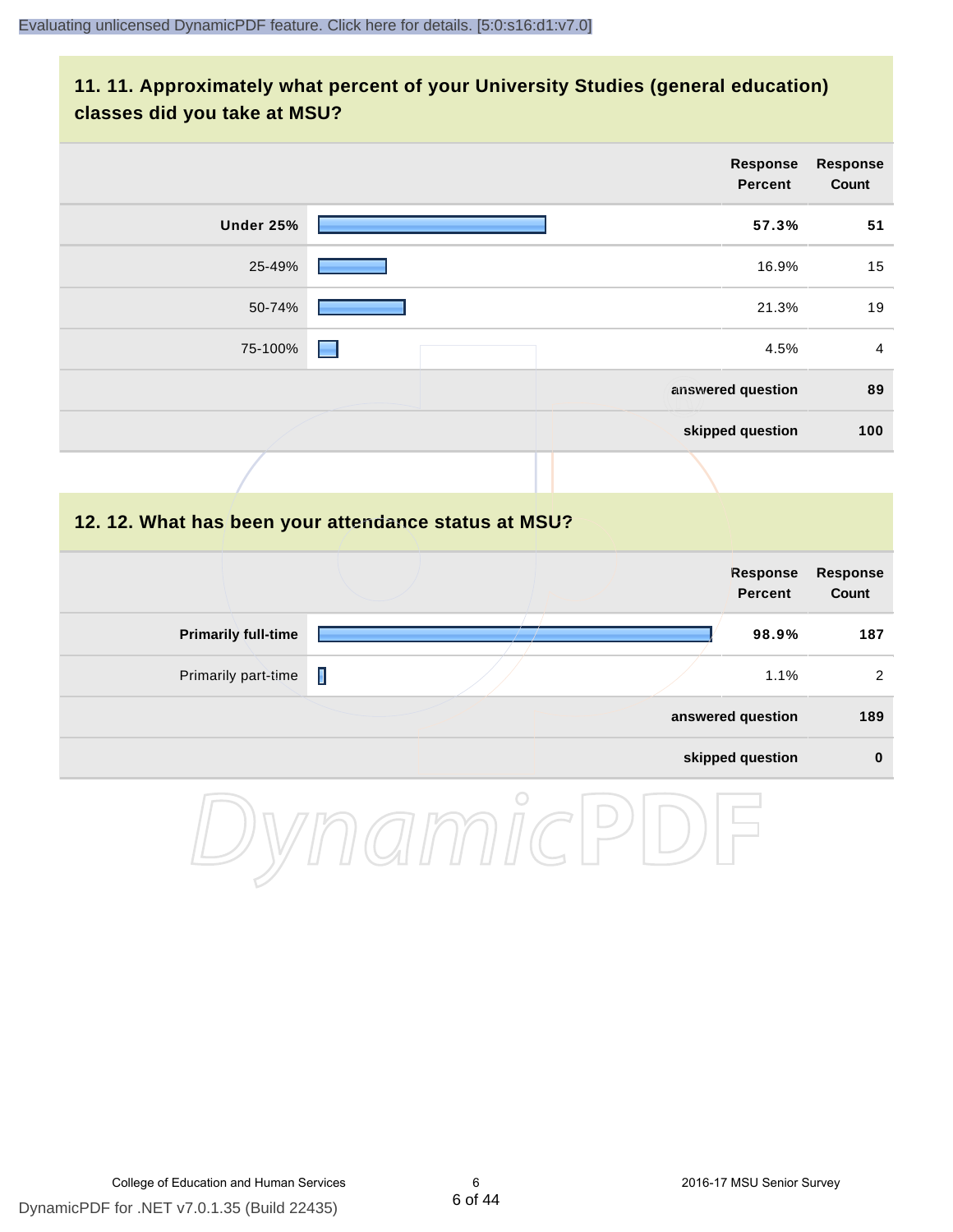## 11. 11. Approximately what percent of your University Studies (general education) classes did you take at MSU?

| | Response Percent | Response Count |
|---|---|---|
| **Under 25%** | **57.3%** | **51** |
| 25-49% | 16.9% | 15 |
| 50-74% | 21.3% | 19 |
| 75-100% | 4.5% | 4 |
| | **answered question** | **89** |
| | **skipped question** | **100** |

## 12. 12. What has been your attendance status at MSU?

| | Response Percent | Response Count |
|---|---|---|
| **Primarily full-time** | **98.9%** | **187** |
| Primarily part-time | 1.1% | 2 |
| | **answered question** | **189** |
| | **skipped question** | **0** |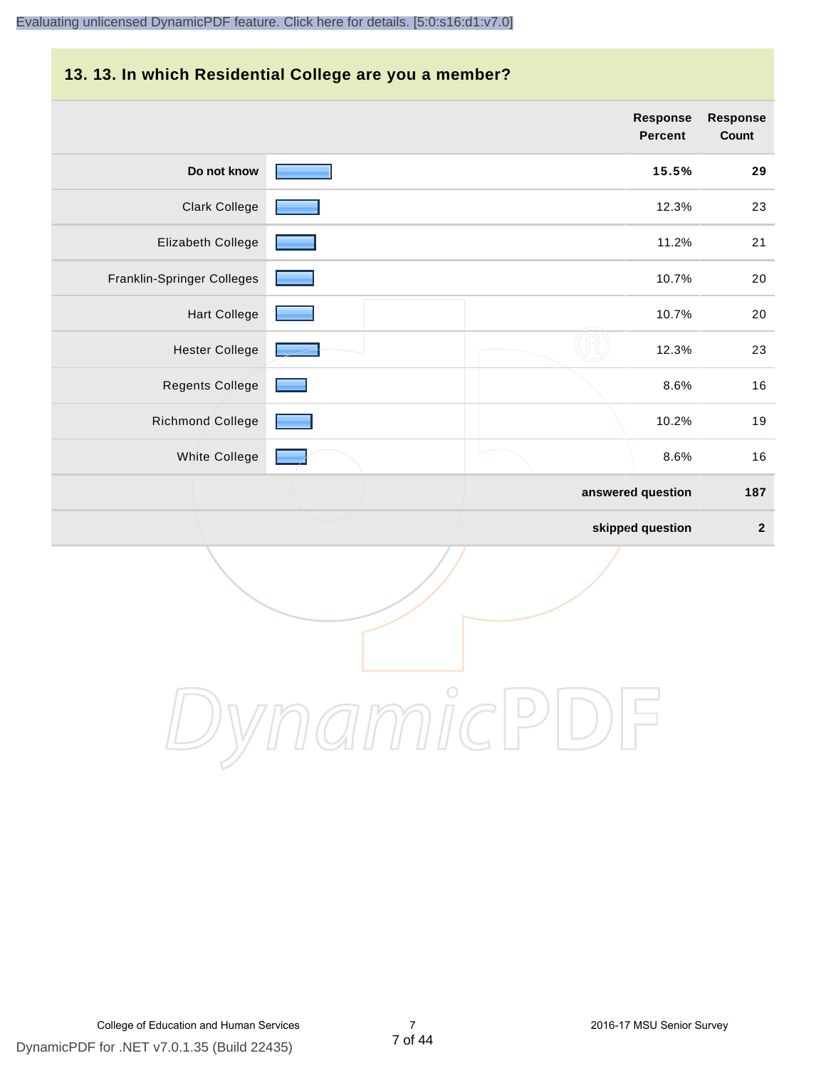## 13. 13. In which Residential College are you a member?

| | Response Percent | Response Count |
|---|---|---|
| **Do not know** | **15.5%** | **29** |
| Clark College | 12.3% | 23 |
| Elizabeth College | 11.2% | 21 |
| Franklin-Springer Colleges | 10.7% | 20 |
| Hart College | 10.7% | 20 |
| Hester College | 12.3% | 23 |
| Regents College | 8.6% | 16 |
| Richmond College | 10.2% | 19 |
| White College | 8.6% | 16 |
| | **answered question** | **187** |
| | **skipped question** | **2** |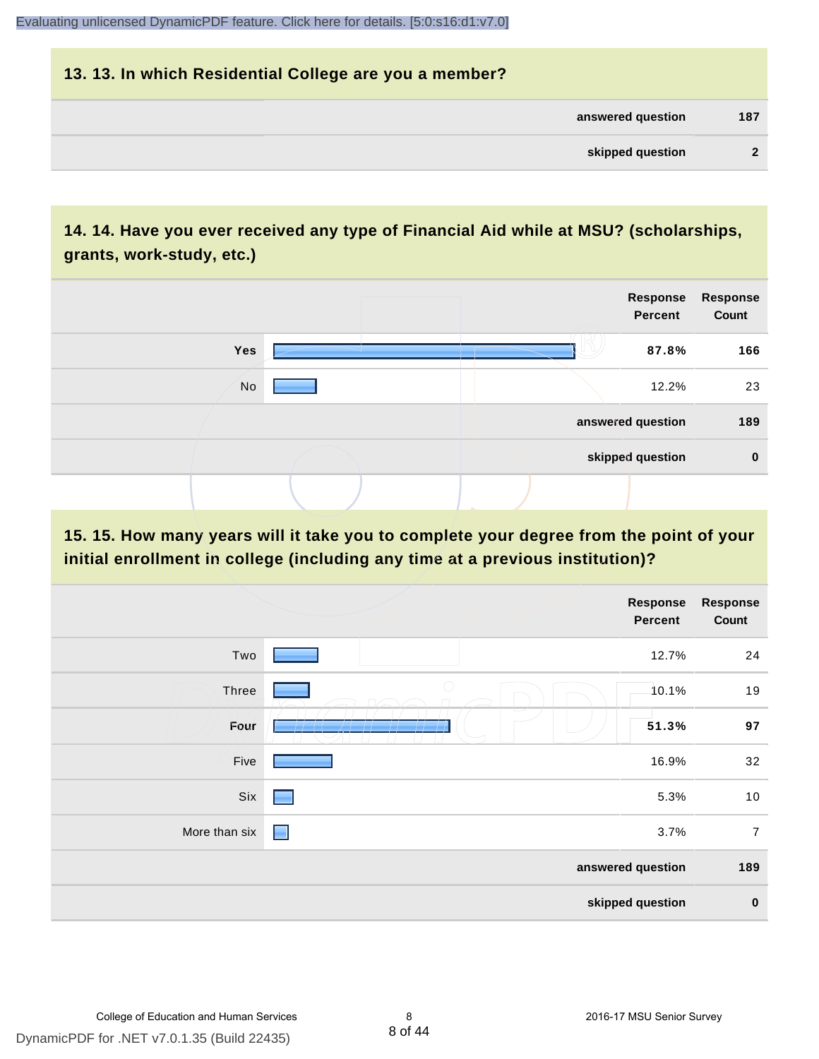## 13. 13. In which Residential College are you a member?

| | |
|---|---|
| answered question | 187 |
| skipped question | 2 |

## 14. 14. Have you ever received any type of Financial Aid while at MSU? (scholarships, grants, work-study, etc.)

| | Response Percent | Response Count |
|---|---|---|
| **Yes** | **87.8%** | **166** |
| No | 12.2% | 23 |
| | answered question | 189 |
| | skipped question | 0 |

## 15. 15. How many years will it take you to complete your degree from the point of your initial enrollment in college (including any time at a previous institution)?

| | Response Percent | Response Count |
|---|---|---|
| Two | 12.7% | 24 |
| Three | 10.1% | 19 |
| **Four** | **51.3%** | **97** |
| Five | 16.9% | 32 |
| Six | 5.3% | 10 |
| More than six | 3.7% | 7 |
| | answered question | 189 |
| | skipped question | 0 |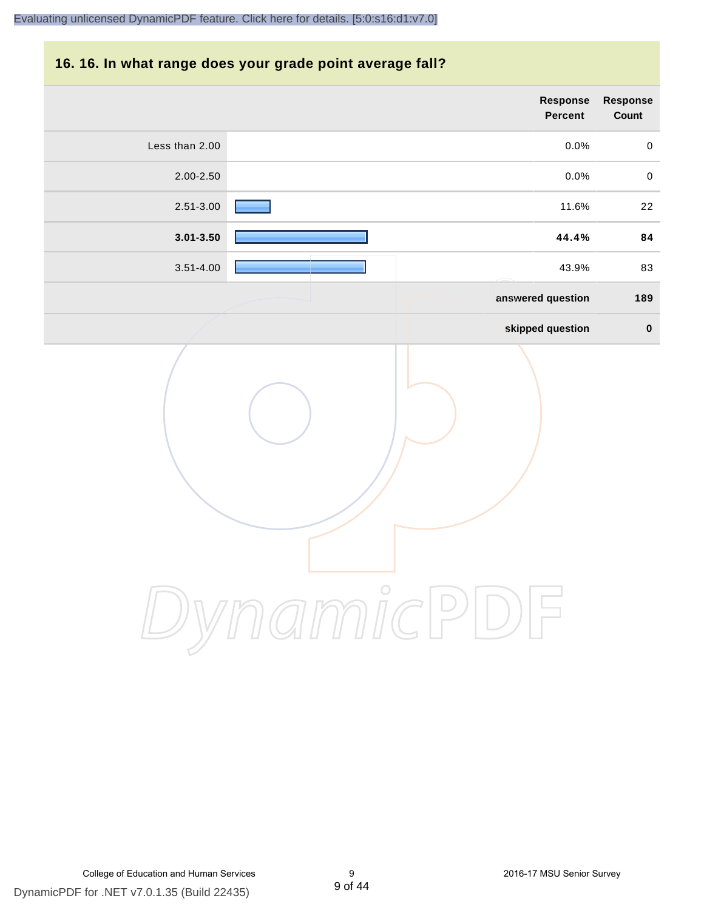## 16. 16. In what range does your grade point average fall?

| | Response Percent | Response Count |
|---|---|---|
| Less than 2.00 | 0.0% | 0 |
| 2.00-2.50 | 0.0% | 0 |
| 2.51-3.00 | 11.6% | 22 |
| **3.01-3.50** | **44.4%** | **84** |
| 3.51-4.00 | 43.9% | 83 |
| | **answered question** | **189** |
| | **skipped question** | **0** |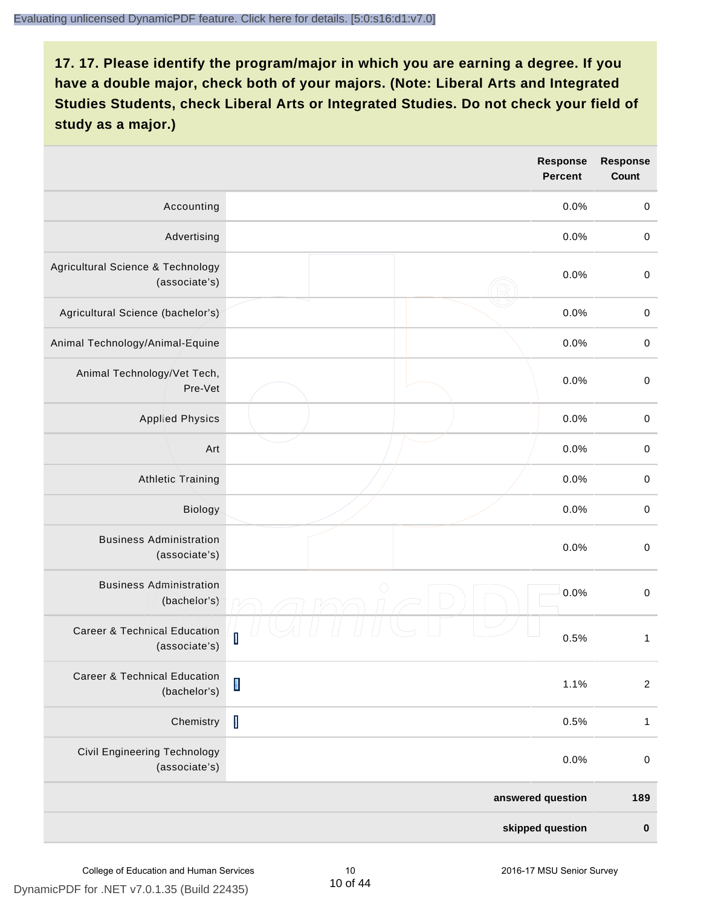## 17. 17. Please identify the program/major in which you are earning a degree. If you have a double major, check both of your majors. (Note: Liberal Arts and Integrated Studies Students, check Liberal Arts or Integrated Studies. Do not check your field of study as a major.)

| | Response Percent | Response Count |
|---|---|---|
| Accounting | 0.0% | 0 |
| Advertising | 0.0% | 0 |
| Agricultural Science & Technology (associate's) | 0.0% | 0 |
| Agricultural Science (bachelor's) | 0.0% | 0 |
| Animal Technology/Animal-Equine | 0.0% | 0 |
| Animal Technology/Vet Tech, Pre-Vet | 0.0% | 0 |
| Applied Physics | 0.0% | 0 |
| Art | 0.0% | 0 |
| Athletic Training | 0.0% | 0 |
| Biology | 0.0% | 0 |
| Business Administration (associate's) | 0.0% | 0 |
| Business Administration (bachelor's) | 0.0% | 0 |
| Career & Technical Education (associate's) | 0.5% | 1 |
| Career & Technical Education (bachelor's) | 1.1% | 2 |
| Chemistry | 0.5% | 1 |
| Civil Engineering Technology (associate's) | 0.0% | 0 |
| | **answered question** | **189** |
| | **skipped question** | **0** |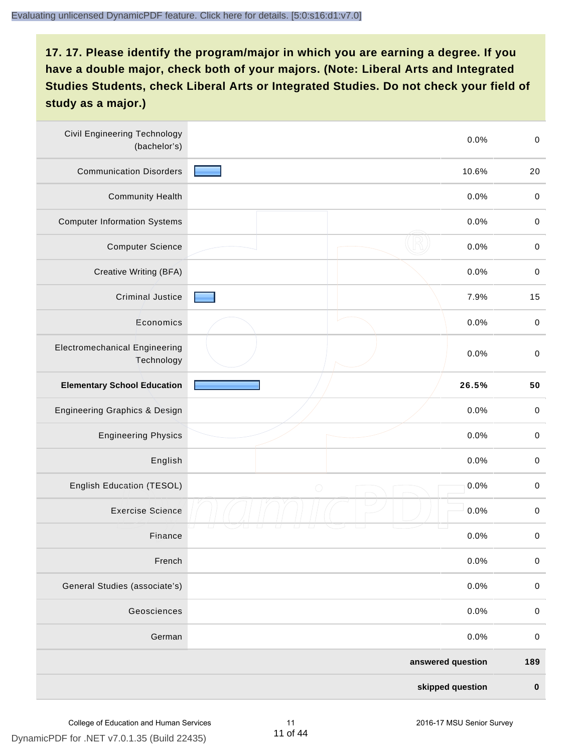**17. 17. Please identify the program/major in which you are earning a degree. If you have a double major, check both of your majors. (Note: Liberal Arts and Integrated Studies Students, check Liberal Arts or Integrated Studies. Do not check your field of study as a major.)**

| Program/Major | Percent | Count |
|---|---|---|
| Civil Engineering Technology (bachelor's) | 0.0% | 0 |
| Communication Disorders | 10.6% | 20 |
| Community Health | 0.0% | 0 |
| Computer Information Systems | 0.0% | 0 |
| Computer Science | 0.0% | 0 |
| Creative Writing (BFA) | 0.0% | 0 |
| Criminal Justice | 7.9% | 15 |
| Economics | 0.0% | 0 |
| Electromechanical Engineering Technology | 0.0% | 0 |
| **Elementary School Education** | **26.5%** | **50** |
| Engineering Graphics & Design | 0.0% | 0 |
| Engineering Physics | 0.0% | 0 |
| English | 0.0% | 0 |
| English Education (TESOL) | 0.0% | 0 |
| Exercise Science | 0.0% | 0 |
| Finance | 0.0% | 0 |
| French | 0.0% | 0 |
| General Studies (associate's) | 0.0% | 0 |
| Geosciences | 0.0% | 0 |
| German | 0.0% | 0 |
| | **answered question** | **189** |
| | **skipped question** | **0** |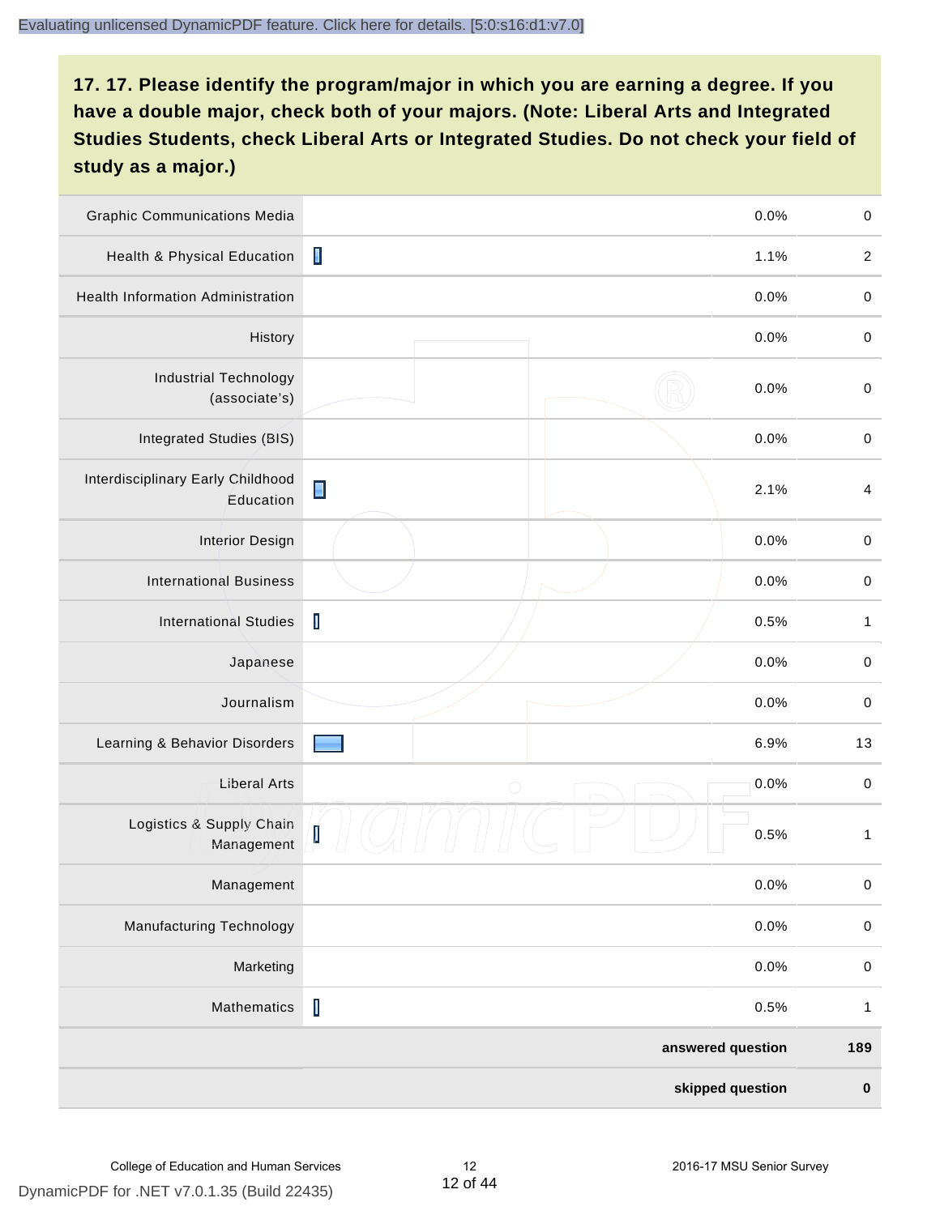**17. 17. Please identify the program/major in which you are earning a degree. If you have a double major, check both of your majors. (Note: Liberal Arts and Integrated Studies Students, check Liberal Arts or Integrated Studies. Do not check your field of study as a major.)**

| Program/Major | Percent | Count |
|---|---|---|
| Graphic Communications Media | 0.0% | 0 |
| Health & Physical Education | 1.1% | 2 |
| Health Information Administration | 0.0% | 0 |
| History | 0.0% | 0 |
| Industrial Technology (associate's) | 0.0% | 0 |
| Integrated Studies (BIS) | 0.0% | 0 |
| Interdisciplinary Early Childhood Education | 2.1% | 4 |
| Interior Design | 0.0% | 0 |
| International Business | 0.0% | 0 |
| International Studies | 0.5% | 1 |
| Japanese | 0.0% | 0 |
| Journalism | 0.0% | 0 |
| Learning & Behavior Disorders | 6.9% | 13 |
| Liberal Arts | 0.0% | 0 |
| Logistics & Supply Chain Management | 0.5% | 1 |
| Management | 0.0% | 0 |
| Manufacturing Technology | 0.0% | 0 |
| Marketing | 0.0% | 0 |
| Mathematics | 0.5% | 1 |
| **answered question** | | **189** |
| **skipped question** | | **0** |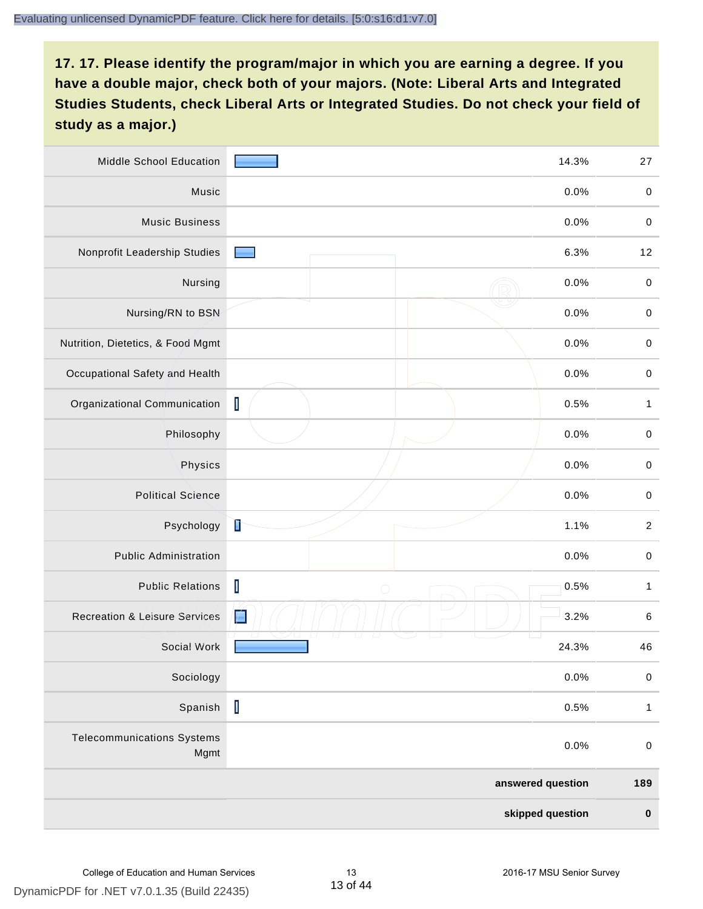## 17. 17. Please identify the program/major in which you are earning a degree. If you have a double major, check both of your majors. (Note: Liberal Arts and Integrated Studies Students, check Liberal Arts or Integrated Studies. Do not check your field of study as a major.)

| | Response Percent | Response Count |
|---|---|---|
| Middle School Education | 14.3% | 27 |
| Music | 0.0% | 0 |
| Music Business | 0.0% | 0 |
| Nonprofit Leadership Studies | 6.3% | 12 |
| Nursing | 0.0% | 0 |
| Nursing/RN to BSN | 0.0% | 0 |
| Nutrition, Dietetics, & Food Mgmt | 0.0% | 0 |
| Occupational Safety and Health | 0.0% | 0 |
| Organizational Communication | 0.5% | 1 |
| Philosophy | 0.0% | 0 |
| Physics | 0.0% | 0 |
| Political Science | 0.0% | 0 |
| Psychology | 1.1% | 2 |
| Public Administration | 0.0% | 0 |
| Public Relations | 0.5% | 1 |
| Recreation & Leisure Services | 3.2% | 6 |
| Social Work | 24.3% | 46 |
| Sociology | 0.0% | 0 |
| Spanish | 0.5% | 1 |
| Telecommunications Systems Mgmt | 0.0% | 0 |
| | **answered question** | **189** |
| | **skipped question** | **0** |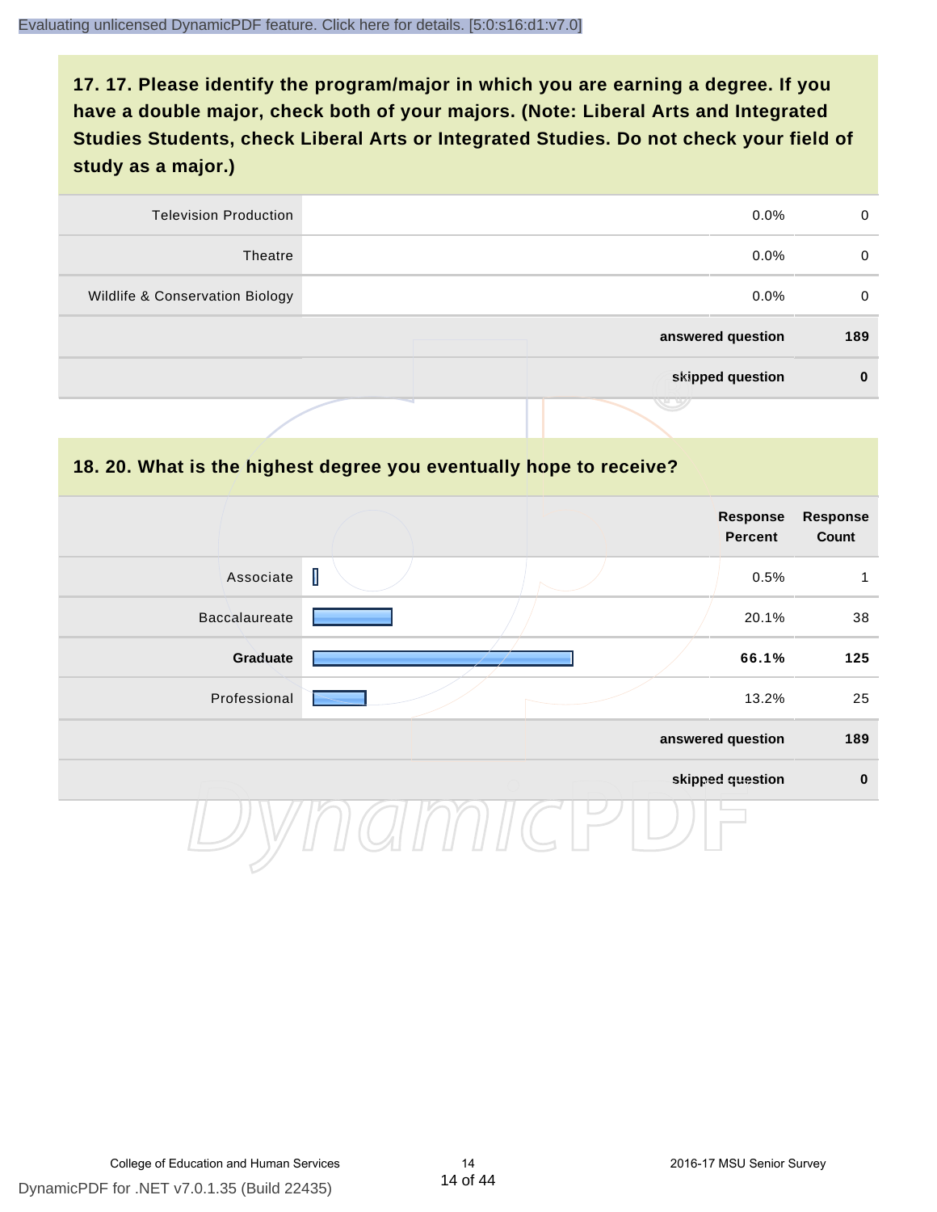## 17. 17. Please identify the program/major in which you are earning a degree. If you have a double major, check both of your majors. (Note: Liberal Arts and Integrated Studies Students, check Liberal Arts or Integrated Studies. Do not check your field of study as a major.)

| | | | |
|---|---|---|---|
| Television Production | | 0.0% | 0 |
| Theatre | | 0.0% | 0 |
| Wildlife & Conservation Biology | | 0.0% | 0 |
| | | **answered question** | **189** |
| | | **skipped question** | **0** |

## 18. 20. What is the highest degree you eventually hope to receive?

| | | Response Percent | Response Count |
|---|---|---|---|
| Associate | | 0.5% | 1 |
| Baccalaureate | | 20.1% | 38 |
| **Graduate** | | **66.1%** | **125** |
| Professional | | 13.2% | 25 |
| | | **answered question** | **189** |
| | | **skipped question** | **0** |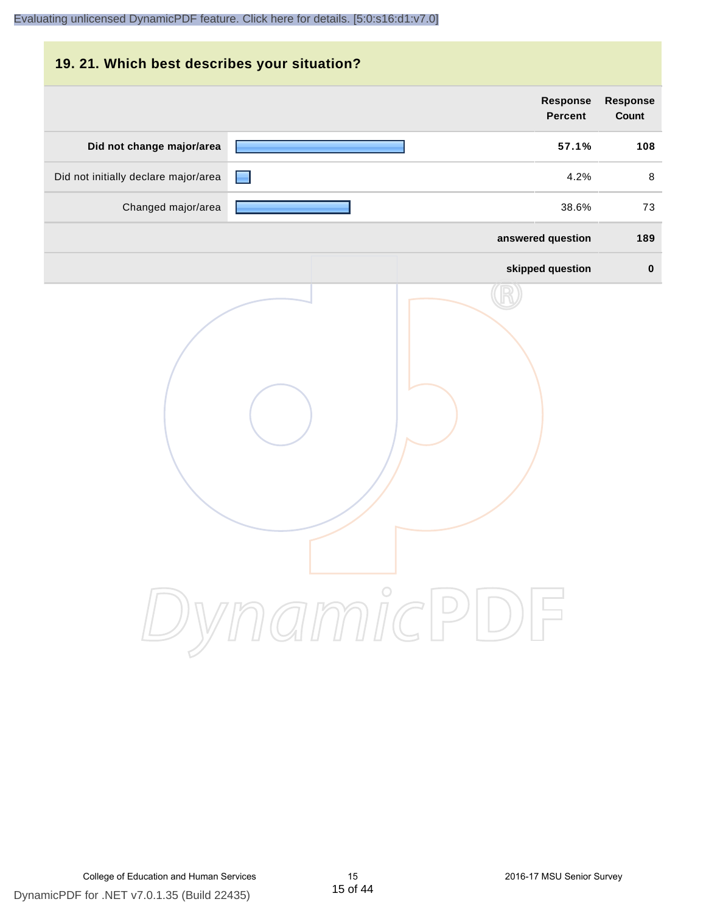## 19. 21. Which best describes your situation?

| | Response Percent | Response Count |
|---|---|---|
| **Did not change major/area** | **57.1%** | **108** |
| Did not initially declare major/area | 4.2% | 8 |
| Changed major/area | 38.6% | 73 |
| | **answered question** | **189** |
| | **skipped question** | **0** |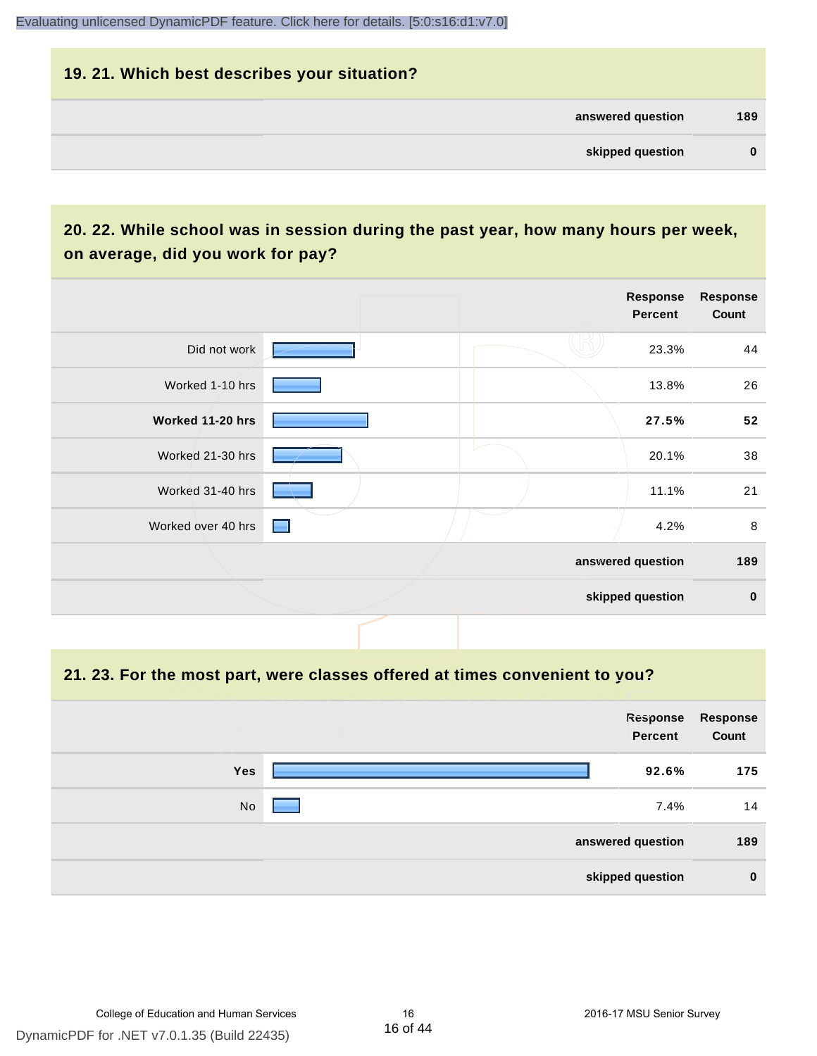## 19. 21. Which best describes your situation?

| | |
|---|---|
| answered question | 189 |
| skipped question | 0 |

## 20. 22. While school was in session during the past year, how many hours per week, on average, did you work for pay?

| | Response Percent | Response Count |
|---|---|---|
| Did not work | 23.3% | 44 |
| Worked 1-10 hrs | 13.8% | 26 |
| **Worked 11-20 hrs** | **27.5%** | **52** |
| Worked 21-30 hrs | 20.1% | 38 |
| Worked 31-40 hrs | 11.1% | 21 |
| Worked over 40 hrs | 4.2% | 8 |
| | answered question | 189 |
| | skipped question | 0 |

## 21. 23. For the most part, were classes offered at times convenient to you?

| | Response Percent | Response Count |
|---|---|---|
| **Yes** | **92.6%** | **175** |
| No | 7.4% | 14 |
| | answered question | 189 |
| | skipped question | 0 |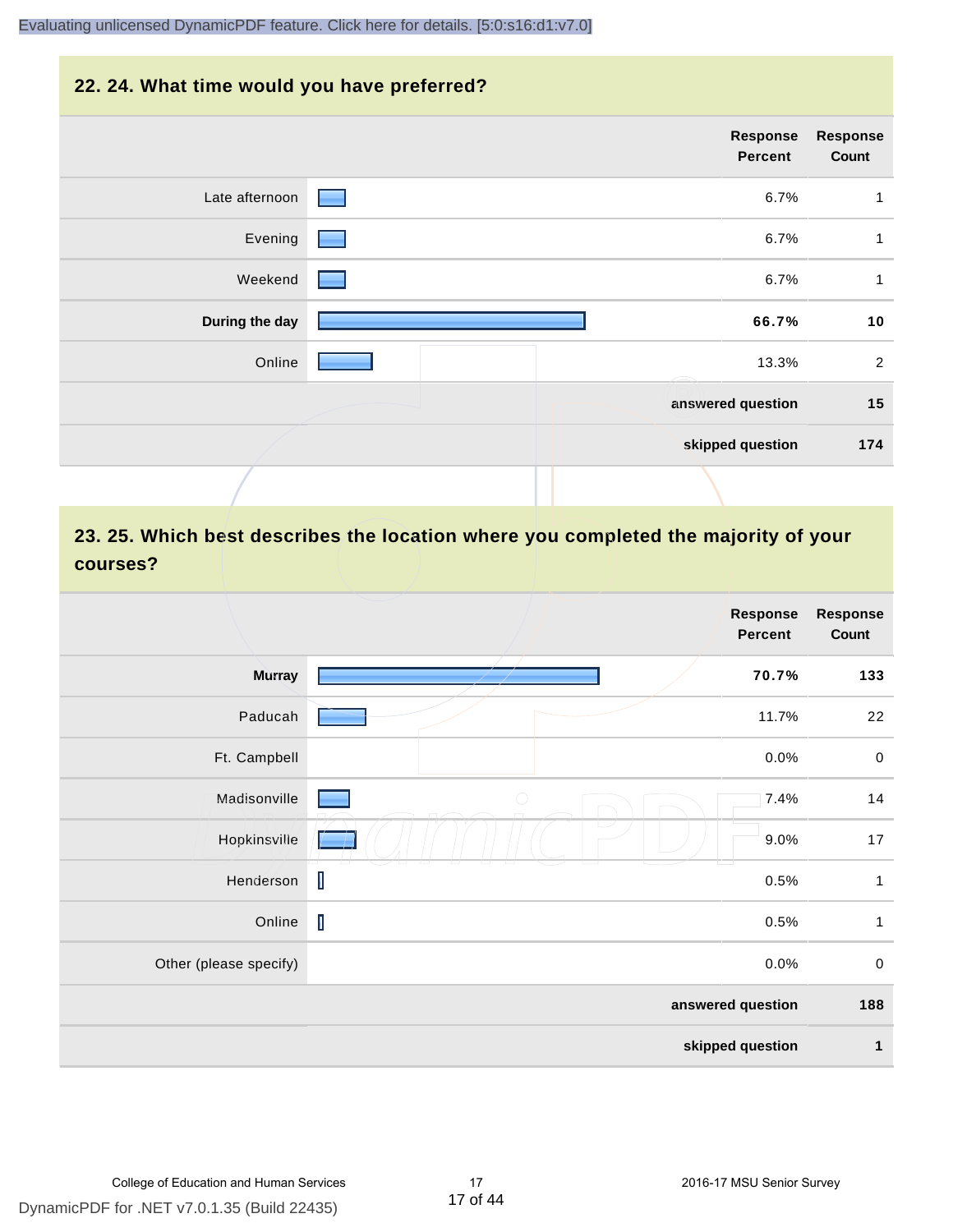## 22. 24. What time would you have preferred?

| | Response Percent | Response Count |
|---|---|---|
| Late afternoon | 6.7% | 1 |
| Evening | 6.7% | 1 |
| Weekend | 6.7% | 1 |
| **During the day** | **66.7%** | **10** |
| Online | 13.3% | 2 |
| | answered question | 15 |
| | skipped question | 174 |

## 23. 25. Which best describes the location where you completed the majority of your courses?

| | Response Percent | Response Count |
|---|---|---|
| **Murray** | **70.7%** | **133** |
| Paducah | 11.7% | 22 |
| Ft. Campbell | 0.0% | 0 |
| Madisonville | 7.4% | 14 |
| Hopkinsville | 9.0% | 17 |
| Henderson | 0.5% | 1 |
| Online | 0.5% | 1 |
| Other (please specify) | 0.0% | 0 |
| | answered question | 188 |
| | skipped question | 1 |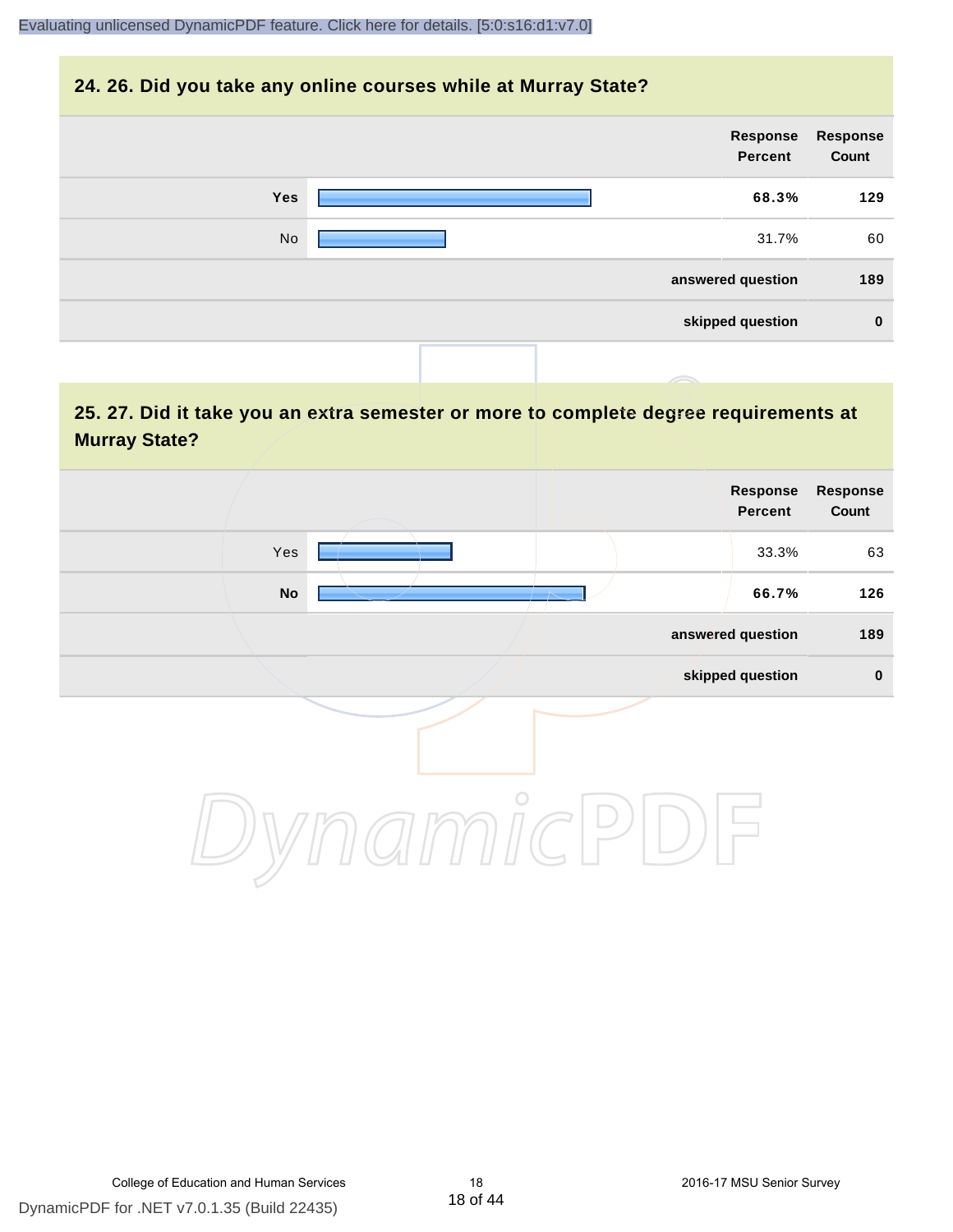## 24. 26. Did you take any online courses while at Murray State?

| | Response Percent | Response Count |
|---|---|---|
| **Yes** | **68.3%** | **129** |
| No | 31.7% | 60 |
| | **answered question** | **189** |
| | **skipped question** | **0** |

## 25. 27. Did it take you an extra semester or more to complete degree requirements at Murray State?

| | Response Percent | Response Count |
|---|---|---|
| Yes | 33.3% | 63 |
| **No** | **66.7%** | **126** |
| | **answered question** | **189** |
| | **skipped question** | **0** |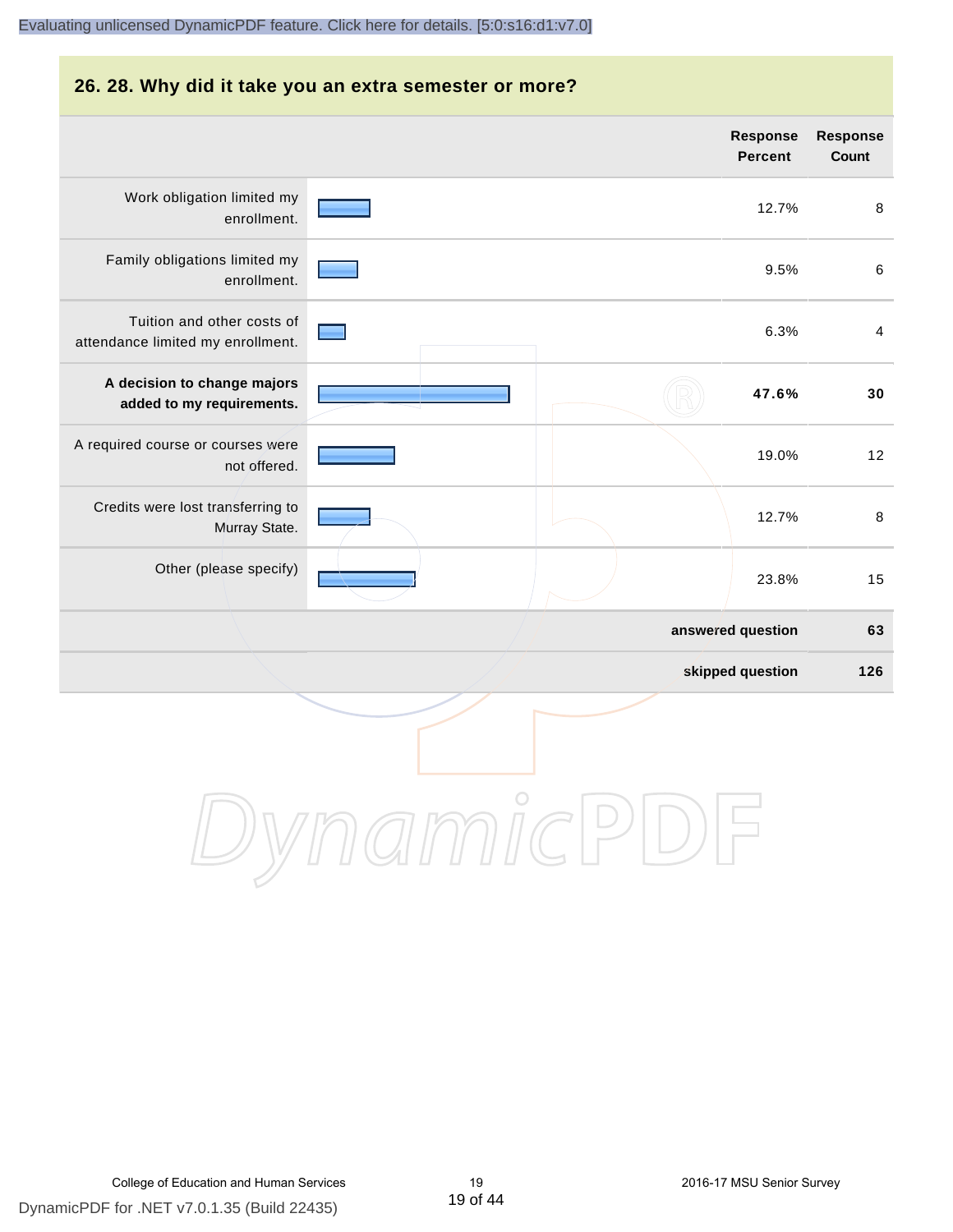## 26. 28. Why did it take you an extra semester or more?

| | Response Percent | Response Count |
|---|---|---|
| Work obligation limited my enrollment. | 12.7% | 8 |
| Family obligations limited my enrollment. | 9.5% | 6 |
| Tuition and other costs of attendance limited my enrollment. | 6.3% | 4 |
| **A decision to change majors added to my requirements.** | **47.6%** | **30** |
| A required course or courses were not offered. | 19.0% | 12 |
| Credits were lost transferring to Murray State. | 12.7% | 8 |
| Other (please specify) | 23.8% | 15 |
| | **answered question** | **63** |
| | **skipped question** | **126** |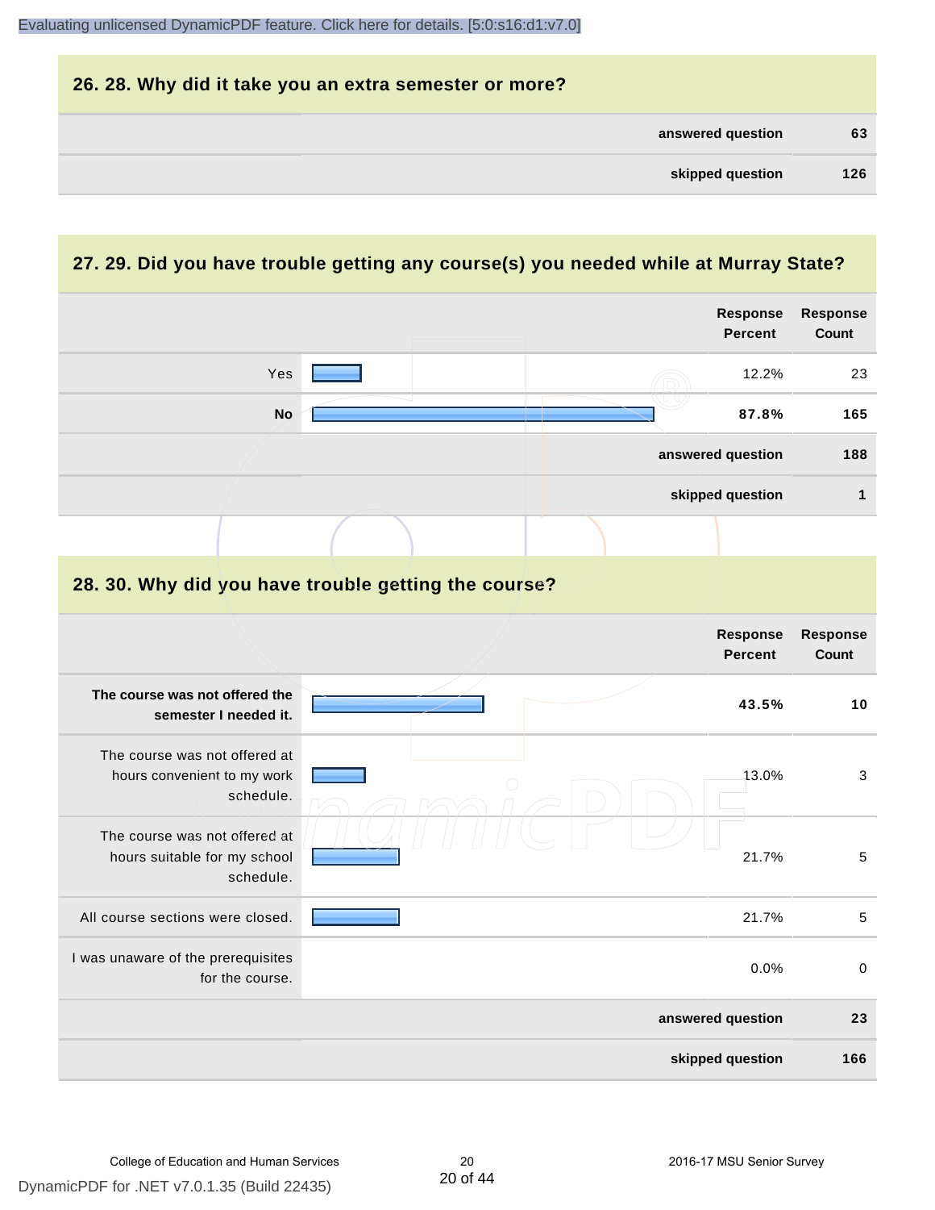## 26. 28. Why did it take you an extra semester or more?

| | |
|---|---|
| **answered question** | **63** |
| **skipped question** | **126** |

## 27. 29. Did you have trouble getting any course(s) you needed while at Murray State?

| | Response Percent | Response Count |
|---|---|---|
| Yes | 12.2% | 23 |
| **No** | **87.8%** | **165** |
| **answered question** | | **188** |
| **skipped question** | | **1** |

## 28. 30. Why did you have trouble getting the course?

| | Response Percent | Response Count |
|---|---|---|
| **The course was not offered the semester I needed it.** | **43.5%** | **10** |
| The course was not offered at hours convenient to my work schedule. | 13.0% | 3 |
| The course was not offered at hours suitable for my school schedule. | 21.7% | 5 |
| All course sections were closed. | 21.7% | 5 |
| I was unaware of the prerequisites for the course. | 0.0% | 0 |
| **answered question** | | **23** |
| **skipped question** | | **166** |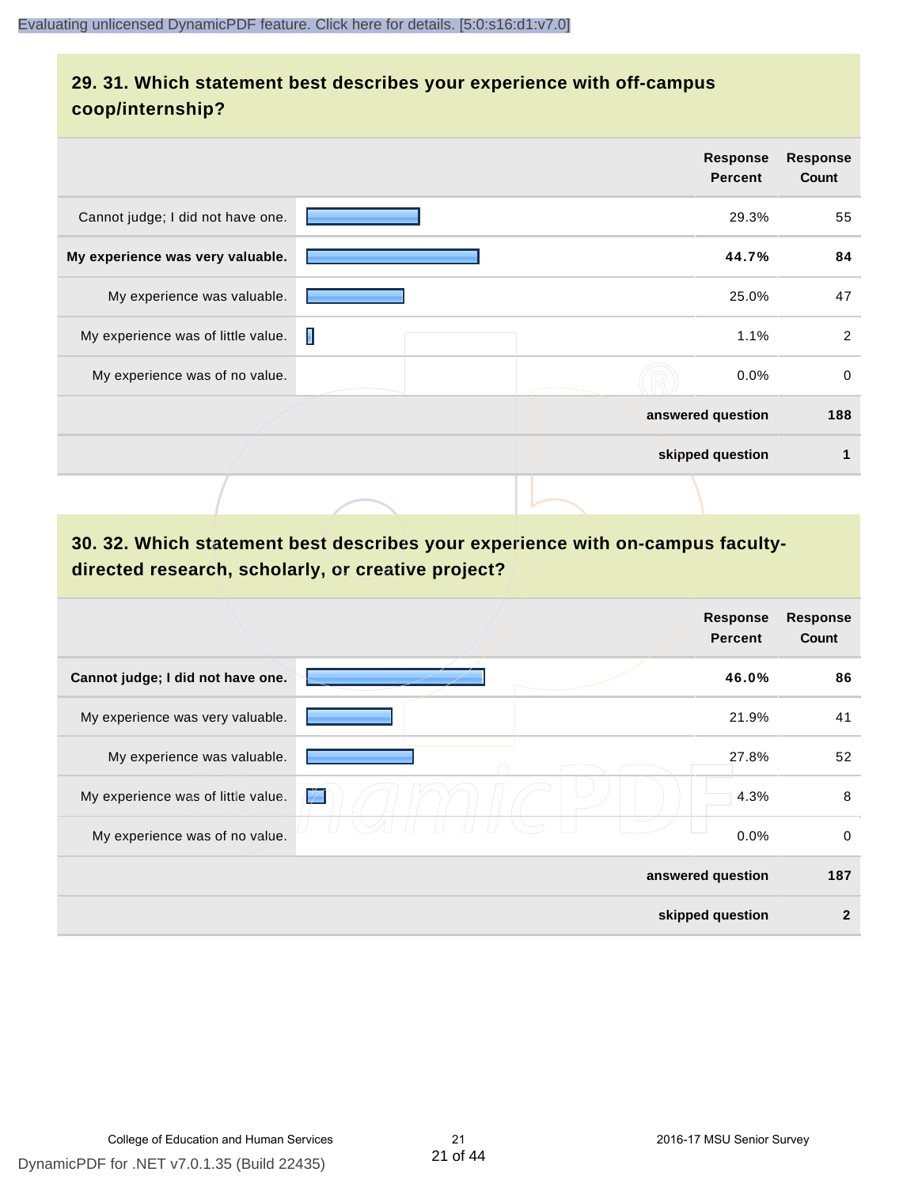## 29. 31. Which statement best describes your experience with off-campus coop/internship?

| | Response Percent | Response Count |
|---|---|---|
| Cannot judge; I did not have one. | 29.3% | 55 |
| **My experience was very valuable.** | **44.7%** | **84** |
| My experience was valuable. | 25.0% | 47 |
| My experience was of little value. | 1.1% | 2 |
| My experience was of no value. | 0.0% | 0 |
| | **answered question** | **188** |
| | **skipped question** | **1** |

## 30. 32. Which statement best describes your experience with on-campus faculty-directed research, scholarly, or creative project?

| | Response Percent | Response Count |
|---|---|---|
| **Cannot judge; I did not have one.** | **46.0%** | **86** |
| My experience was very valuable. | 21.9% | 41 |
| My experience was valuable. | 27.8% | 52 |
| My experience was of little value. | 4.3% | 8 |
| My experience was of no value. | 0.0% | 0 |
| | **answered question** | **187** |
| | **skipped question** | **2** |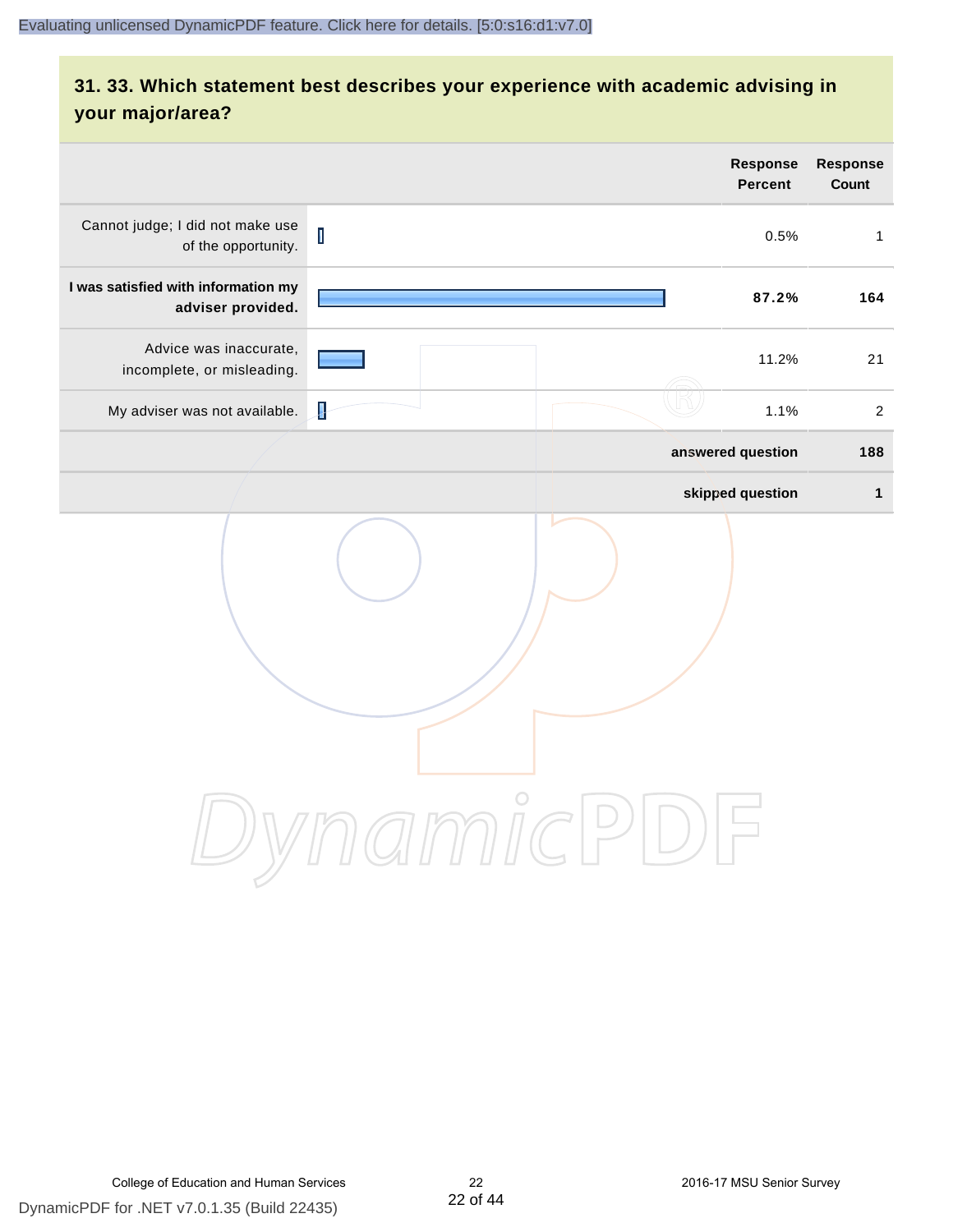## 31. 33. Which statement best describes your experience with academic advising in your major/area?

| | Response Percent | Response Count |
|---|---|---|
| Cannot judge; I did not make use of the opportunity. | 0.5% | 1 |
| **I was satisfied with information my adviser provided.** | **87.2%** | **164** |
| Advice was inaccurate, incomplete, or misleading. | 11.2% | 21 |
| My adviser was not available. | 1.1% | 2 |
| | **answered question** | **188** |
| | **skipped question** | **1** |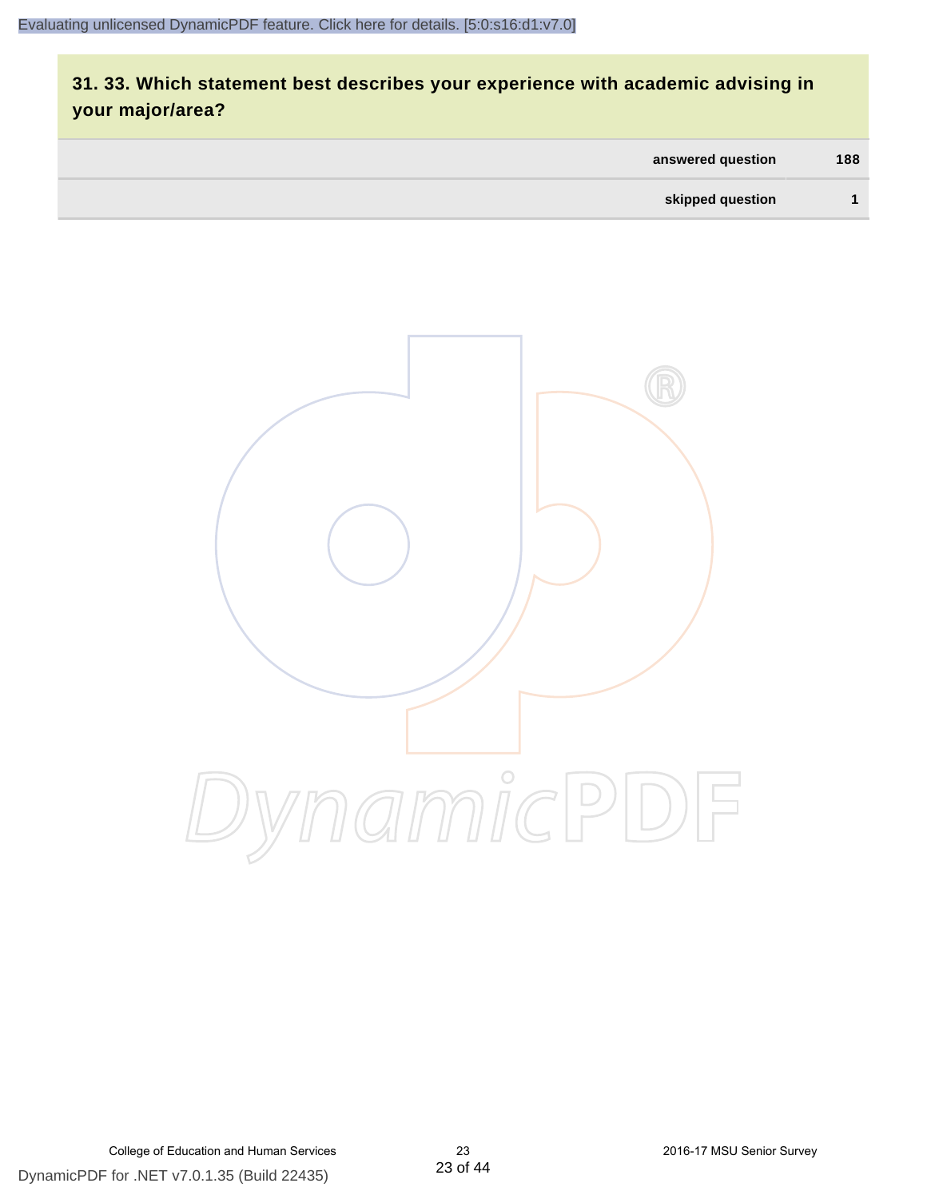## 31. 33. Which statement best describes your experience with academic advising in your major/area?

| | |
|---|---|
| answered question | 188 |
| skipped question | 1 |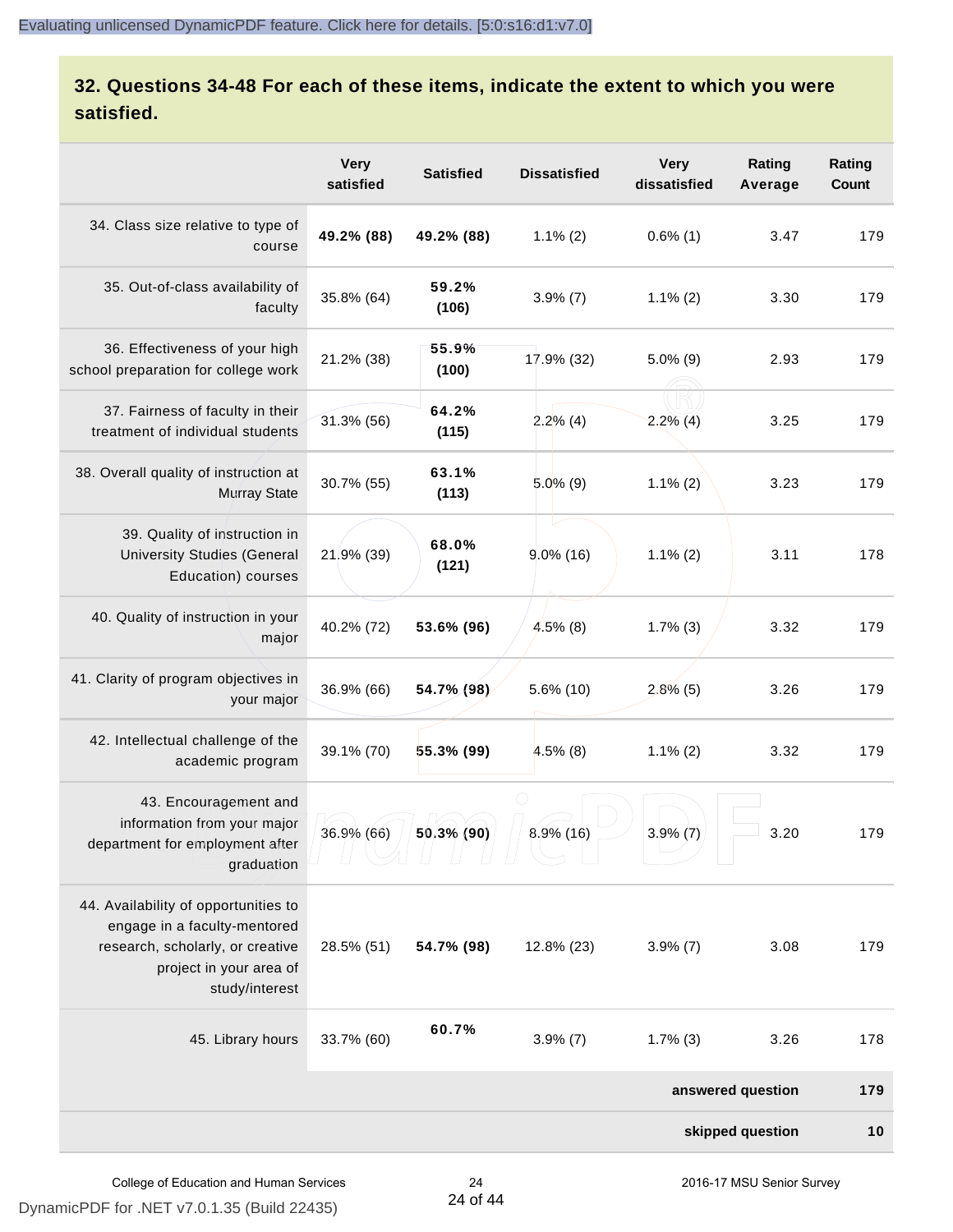## 32. Questions 34-48 For each of these items, indicate the extent to which you were satisfied.

| | Very satisfied | Satisfied | Dissatisfied | Very dissatisfied | Rating Average | Rating Count |
|---|---|---|---|---|---|---|
| 34. Class size relative to type of course | **49.2% (88)** | **49.2% (88)** | 1.1% (2) | 0.6% (1) | 3.47 | 179 |
| 35. Out-of-class availability of faculty | 35.8% (64) | **59.2% (106)** | 3.9% (7) | 1.1% (2) | 3.30 | 179 |
| 36. Effectiveness of your high school preparation for college work | 21.2% (38) | **55.9% (100)** | 17.9% (32) | 5.0% (9) | 2.93 | 179 |
| 37. Fairness of faculty in their treatment of individual students | 31.3% (56) | **64.2% (115)** | 2.2% (4) | 2.2% (4) | 3.25 | 179 |
| 38. Overall quality of instruction at Murray State | 30.7% (55) | **63.1% (113)** | 5.0% (9) | 1.1% (2) | 3.23 | 179 |
| 39. Quality of instruction in University Studies (General Education) courses | 21.9% (39) | **68.0% (121)** | 9.0% (16) | 1.1% (2) | 3.11 | 178 |
| 40. Quality of instruction in your major | 40.2% (72) | **53.6% (96)** | 4.5% (8) | 1.7% (3) | 3.32 | 179 |
| 41. Clarity of program objectives in your major | 36.9% (66) | **54.7% (98)** | 5.6% (10) | 2.8% (5) | 3.26 | 179 |
| 42. Intellectual challenge of the academic program | 39.1% (70) | **55.3% (99)** | 4.5% (8) | 1.1% (2) | 3.32 | 179 |
| 43. Encouragement and information from your major department for employment after graduation | 36.9% (66) | **50.3% (90)** | 8.9% (16) | 3.9% (7) | 3.20 | 179 |
| 44. Availability of opportunities to engage in a faculty-mentored research, scholarly, or creative project in your area of study/interest | 28.5% (51) | **54.7% (98)** | 12.8% (23) | 3.9% (7) | 3.08 | 179 |
| 45. Library hours | 33.7% (60) | **60.7%** | 3.9% (7) | 1.7% (3) | 3.26 | 178 |
| | | | | | **answered question** | **179** |
| | | | | | **skipped question** | **10** |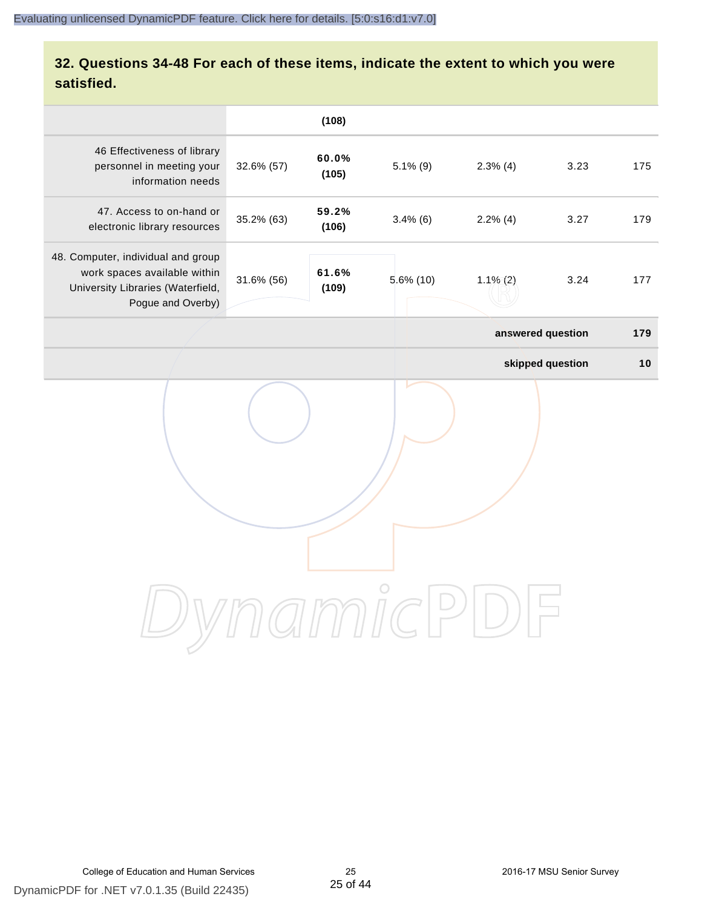## 32. Questions 34-48 For each of these items, indicate the extent to which you were satisfied.

| | | | | | | |
|---|---|---|---|---|---|---|
| | | **(108)** | | | | |
| 46 Effectiveness of library personnel in meeting your information needs | 32.6% (57) | **60.0% (105)** | 5.1% (9) | 2.3% (4) | 3.23 | 175 |
| 47. Access to on-hand or electronic library resources | 35.2% (63) | **59.2% (106)** | 3.4% (6) | 2.2% (4) | 3.27 | 179 |
| 48. Computer, individual and group work spaces available within University Libraries (Waterfield, Pogue and Overby) | 31.6% (56) | **61.6% (109)** | 5.6% (10) | 1.1% (2) | 3.24 | 177 |
| | | | | | **answered question** | **179** |
| | | | | | **skipped question** | **10** |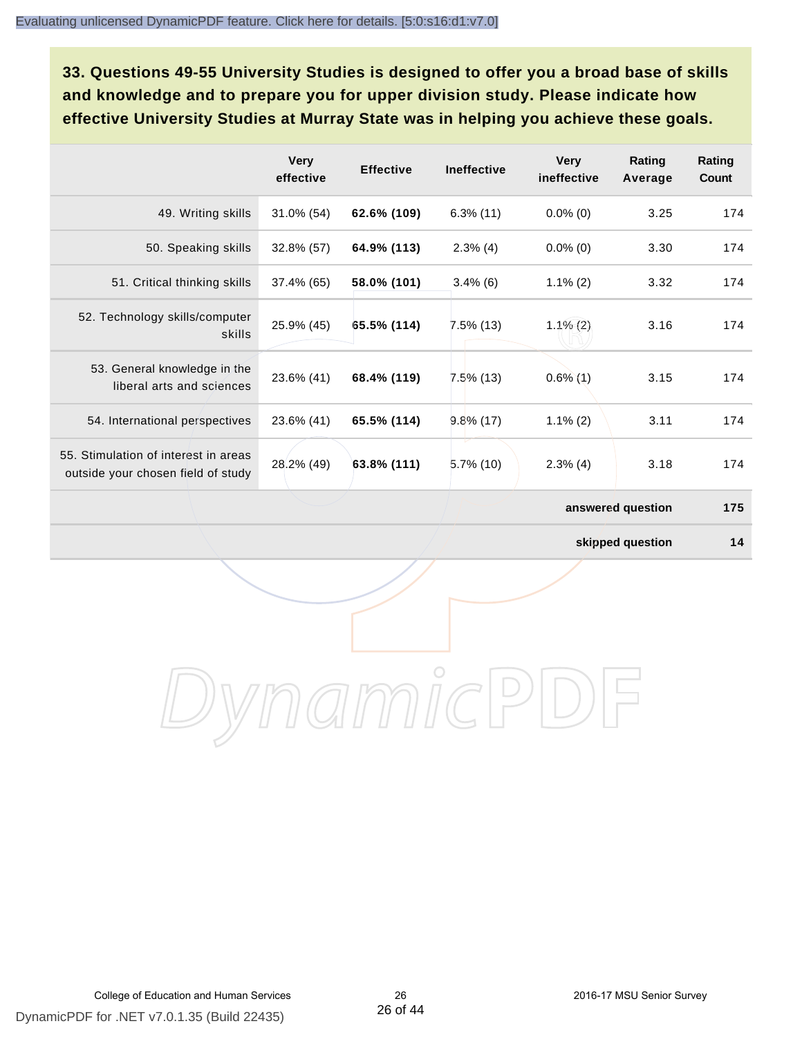**33. Questions 49-55 University Studies is designed to offer you a broad base of skills and knowledge and to prepare you for upper division study. Please indicate how effective University Studies at Murray State was in helping you achieve these goals.**

| | Very effective | Effective | Ineffective | Very ineffective | Rating Average | Rating Count |
|---|---|---|---|---|---|---|
| 49. Writing skills | 31.0% (54) | **62.6% (109)** | 6.3% (11) | 0.0% (0) | 3.25 | 174 |
| 50. Speaking skills | 32.8% (57) | **64.9% (113)** | 2.3% (4) | 0.0% (0) | 3.30 | 174 |
| 51. Critical thinking skills | 37.4% (65) | **58.0% (101)** | 3.4% (6) | 1.1% (2) | 3.32 | 174 |
| 52. Technology skills/computer skills | 25.9% (45) | **65.5% (114)** | 7.5% (13) | 1.1% (2) | 3.16 | 174 |
| 53. General knowledge in the liberal arts and sciences | 23.6% (41) | **68.4% (119)** | 7.5% (13) | 0.6% (1) | 3.15 | 174 |
| 54. International perspectives | 23.6% (41) | **65.5% (114)** | 9.8% (17) | 1.1% (2) | 3.11 | 174 |
| 55. Stimulation of interest in areas outside your chosen field of study | 28.2% (49) | **63.8% (111)** | 5.7% (10) | 2.3% (4) | 3.18 | 174 |
| | | | | | **answered question** | **175** |
| | | | | | **skipped question** | **14** |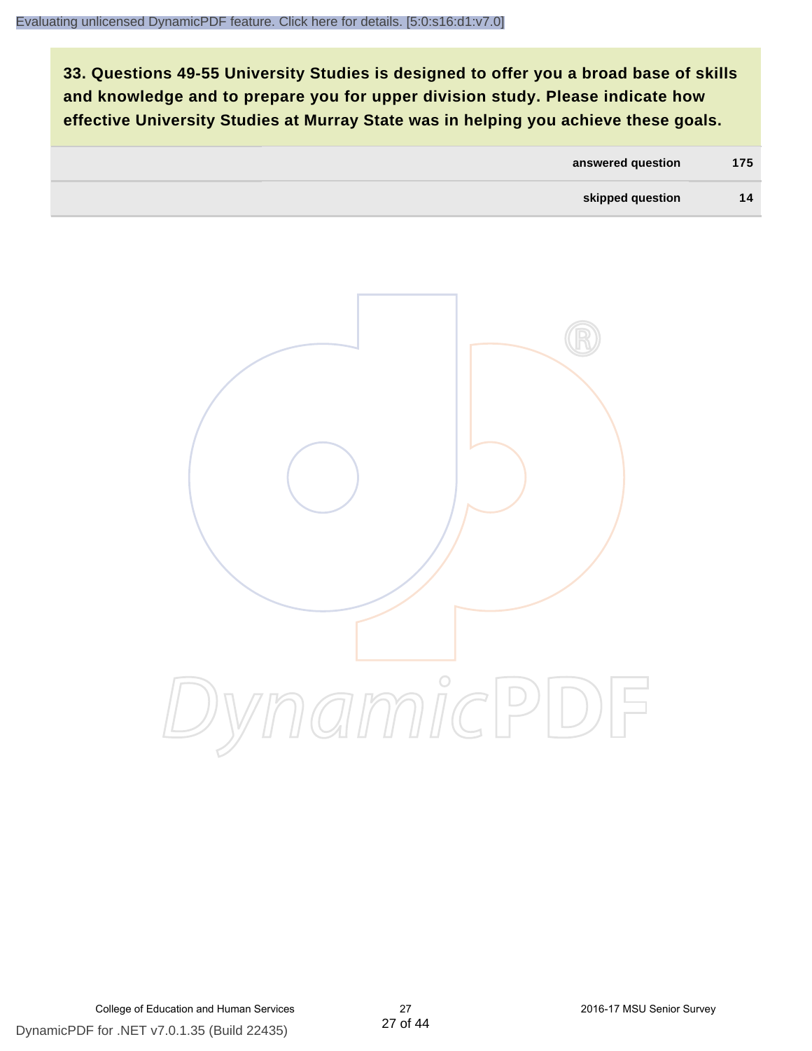**33. Questions 49-55 University Studies is designed to offer you a broad base of skills and knowledge and to prepare you for upper division study. Please indicate how effective University Studies at Murray State was in helping you achieve these goals.**

| | | |
|---|---|---|
| | answered question | 175 |
| | skipped question | 14 |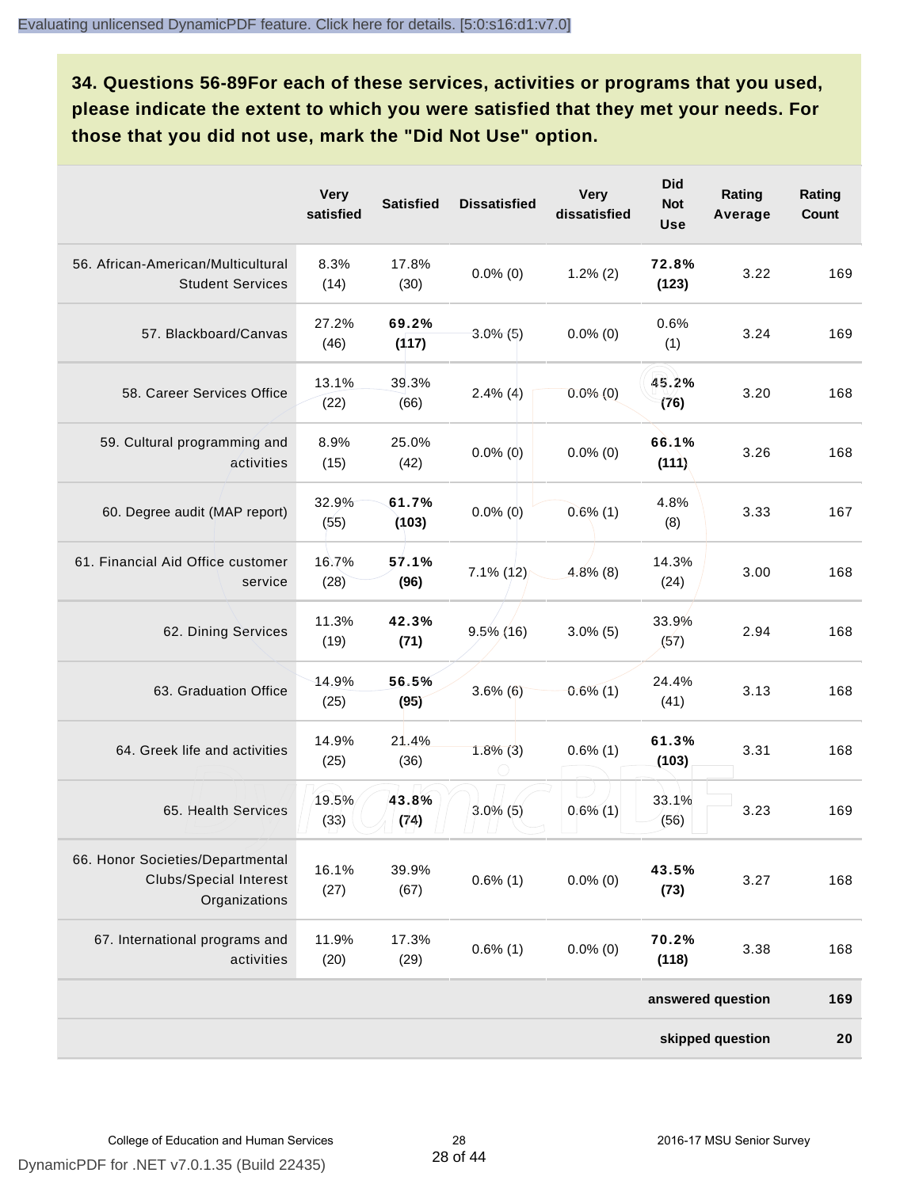## 34. Questions 56-89For each of these services, activities or programs that you used, please indicate the extent to which you were satisfied that they met your needs. For those that you did not use, mark the "Did Not Use" option.

| | Very satisfied | Satisfied | Dissatisfied | Very dissatisfied | Did Not Use | Rating Average | Rating Count |
|---|---|---|---|---|---|---|---|
| 56. African-American/Multicultural Student Services | 8.3% (14) | 17.8% (30) | 0.0% (0) | 1.2% (2) | **72.8% (123)** | 3.22 | 169 |
| 57. Blackboard/Canvas | 27.2% (46) | **69.2% (117)** | 3.0% (5) | 0.0% (0) | 0.6% (1) | 3.24 | 169 |
| 58. Career Services Office | 13.1% (22) | 39.3% (66) | 2.4% (4) | 0.0% (0) | **45.2% (76)** | 3.20 | 168 |
| 59. Cultural programming and activities | 8.9% (15) | 25.0% (42) | 0.0% (0) | 0.0% (0) | **66.1% (111)** | 3.26 | 168 |
| 60. Degree audit (MAP report) | 32.9% (55) | **61.7% (103)** | 0.0% (0) | 0.6% (1) | 4.8% (8) | 3.33 | 167 |
| 61. Financial Aid Office customer service | 16.7% (28) | **57.1% (96)** | 7.1% (12) | 4.8% (8) | 14.3% (24) | 3.00 | 168 |
| 62. Dining Services | 11.3% (19) | **42.3% (71)** | 9.5% (16) | 3.0% (5) | 33.9% (57) | 2.94 | 168 |
| 63. Graduation Office | 14.9% (25) | **56.5% (95)** | 3.6% (6) | 0.6% (1) | 24.4% (41) | 3.13 | 168 |
| 64. Greek life and activities | 14.9% (25) | 21.4% (36) | 1.8% (3) | 0.6% (1) | **61.3% (103)** | 3.31 | 168 |
| 65. Health Services | 19.5% (33) | **43.8% (74)** | 3.0% (5) | 0.6% (1) | 33.1% (56) | 3.23 | 169 |
| 66. Honor Societies/Departmental Clubs/Special Interest Organizations | 16.1% (27) | 39.9% (67) | 0.6% (1) | 0.0% (0) | **43.5% (73)** | 3.27 | 168 |
| 67. International programs and activities | 11.9% (20) | 17.3% (29) | 0.6% (1) | 0.0% (0) | **70.2% (118)** | 3.38 | 168 |
| | | | | | | **answered question** | **169** |
| | | | | | | **skipped question** | **20** |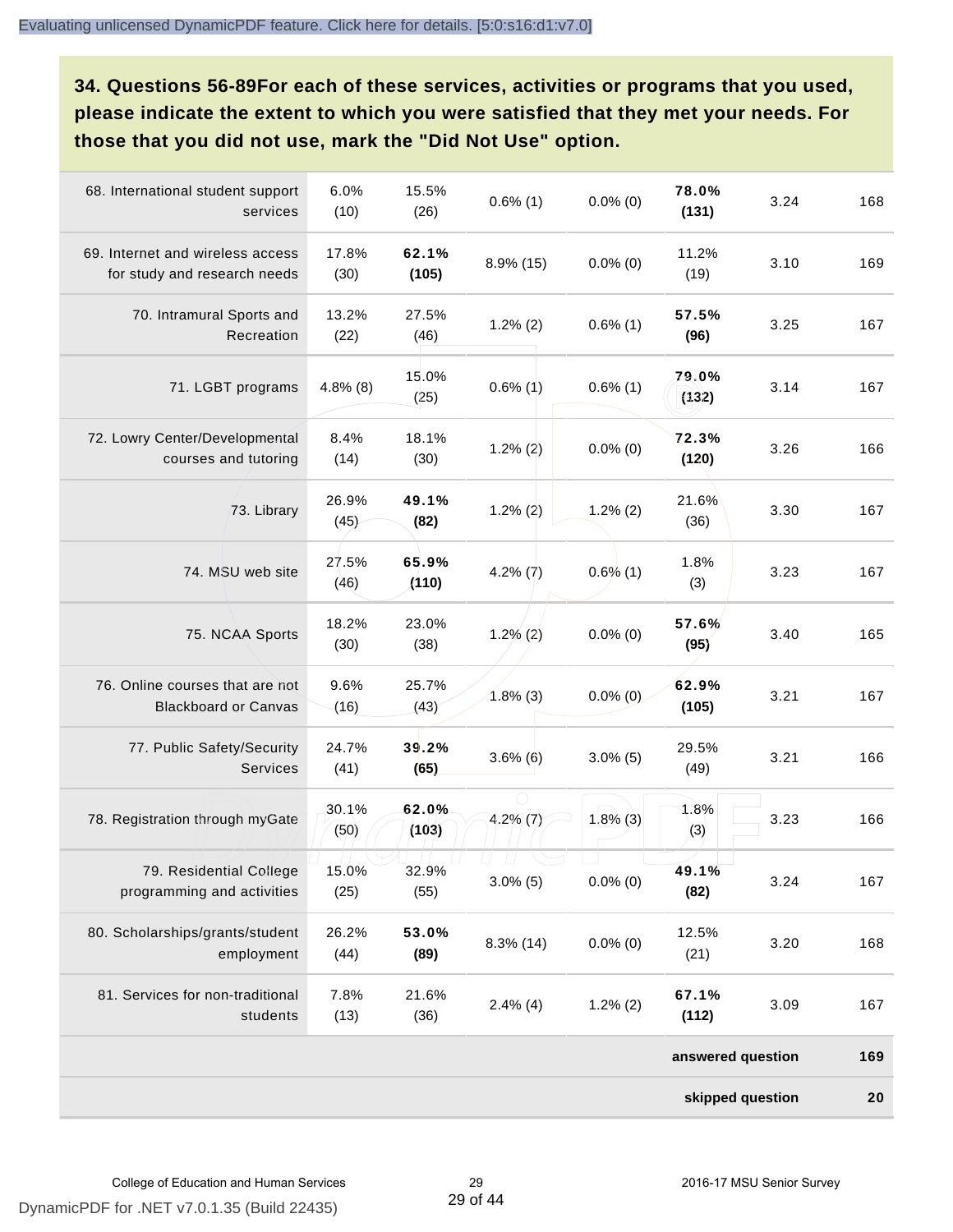**34. Questions 56-89For each of these services, activities or programs that you used, please indicate the extent to which you were satisfied that they met your needs. For those that you did not use, mark the "Did Not Use" option.**

| | | | | | | | |
|---|---|---|---|---|---|---|---|
| 68. International student support services | 6.0% (10) | 15.5% (26) | 0.6% (1) | 0.0% (0) | **78.0% (131)** | 3.24 | 168 |
| 69. Internet and wireless access for study and research needs | 17.8% (30) | **62.1% (105)** | 8.9% (15) | 0.0% (0) | 11.2% (19) | 3.10 | 169 |
| 70. Intramural Sports and Recreation | 13.2% (22) | 27.5% (46) | 1.2% (2) | 0.6% (1) | **57.5% (96)** | 3.25 | 167 |
| 71. LGBT programs | 4.8% (8) | 15.0% (25) | 0.6% (1) | 0.6% (1) | **79.0% (132)** | 3.14 | 167 |
| 72. Lowry Center/Developmental courses and tutoring | 8.4% (14) | 18.1% (30) | 1.2% (2) | 0.0% (0) | **72.3% (120)** | 3.26 | 166 |
| 73. Library | 26.9% (45) | **49.1% (82)** | 1.2% (2) | 1.2% (2) | 21.6% (36) | 3.30 | 167 |
| 74. MSU web site | 27.5% (46) | **65.9% (110)** | 4.2% (7) | 0.6% (1) | 1.8% (3) | 3.23 | 167 |
| 75. NCAA Sports | 18.2% (30) | 23.0% (38) | 1.2% (2) | 0.0% (0) | **57.6% (95)** | 3.40 | 165 |
| 76. Online courses that are not Blackboard or Canvas | 9.6% (16) | 25.7% (43) | 1.8% (3) | 0.0% (0) | **62.9% (105)** | 3.21 | 167 |
| 77. Public Safety/Security Services | 24.7% (41) | **39.2% (65)** | 3.6% (6) | 3.0% (5) | 29.5% (49) | 3.21 | 166 |
| 78. Registration through myGate | 30.1% (50) | **62.0% (103)** | 4.2% (7) | 1.8% (3) | 1.8% (3) | 3.23 | 166 |
| 79. Residential College programming and activities | 15.0% (25) | 32.9% (55) | 3.0% (5) | 0.0% (0) | **49.1% (82)** | 3.24 | 167 |
| 80. Scholarships/grants/student employment | 26.2% (44) | **53.0% (89)** | 8.3% (14) | 0.0% (0) | 12.5% (21) | 3.20 | 168 |
| 81. Services for non-traditional students | 7.8% (13) | 21.6% (36) | 2.4% (4) | 1.2% (2) | **67.1% (112)** | 3.09 | 167 |
| | | | | | | **answered question** | **169** |
| | | | | | | **skipped question** | **20** |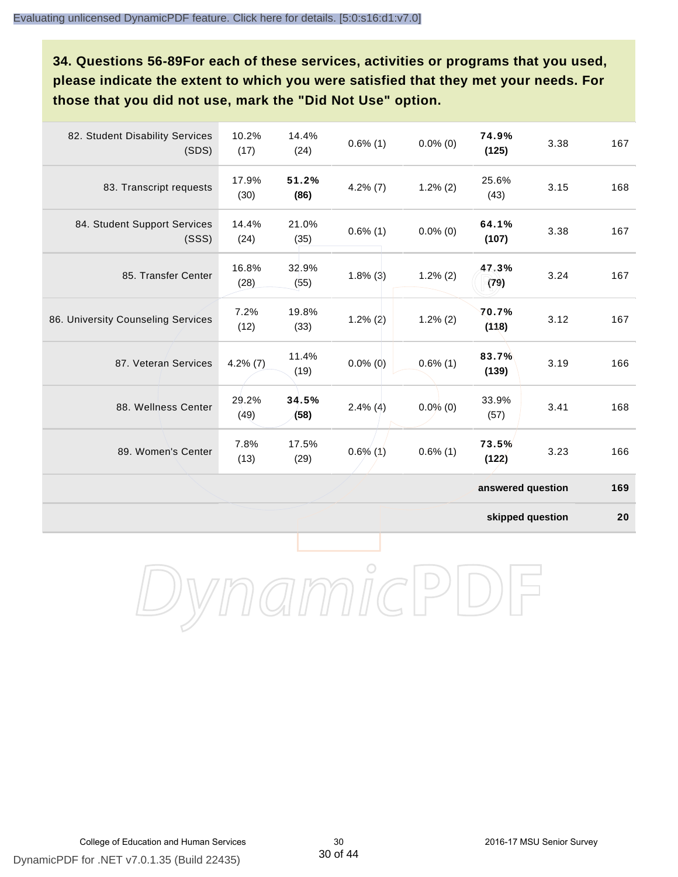**34. Questions 56-89For each of these services, activities or programs that you used, please indicate the extent to which you were satisfied that they met your needs. For those that you did not use, mark the "Did Not Use" option.**

| | | | | | | | |
|---|---|---|---|---|---|---|---|
| 82. Student Disability Services (SDS) | 10.2% (17) | 14.4% (24) | 0.6% (1) | 0.0% (0) | **74.9% (125)** | 3.38 | 167 |
| 83. Transcript requests | 17.9% (30) | **51.2% (86)** | 4.2% (7) | 1.2% (2) | 25.6% (43) | 3.15 | 168 |
| 84. Student Support Services (SSS) | 14.4% (24) | 21.0% (35) | 0.6% (1) | 0.0% (0) | **64.1% (107)** | 3.38 | 167 |
| 85. Transfer Center | 16.8% (28) | 32.9% (55) | 1.8% (3) | 1.2% (2) | **47.3% (79)** | 3.24 | 167 |
| 86. University Counseling Services | 7.2% (12) | 19.8% (33) | 1.2% (2) | 1.2% (2) | **70.7% (118)** | 3.12 | 167 |
| 87. Veteran Services | 4.2% (7) | 11.4% (19) | 0.0% (0) | 0.6% (1) | **83.7% (139)** | 3.19 | 166 |
| 88. Wellness Center | 29.2% (49) | **34.5% (58)** | 2.4% (4) | 0.0% (0) | 33.9% (57) | 3.41 | 168 |
| 89. Women's Center | 7.8% (13) | 17.5% (29) | 0.6% (1) | 0.6% (1) | **73.5% (122)** | 3.23 | 166 |
| | | | | | | **answered question** | **169** |
| | | | | | | **skipped question** | **20** |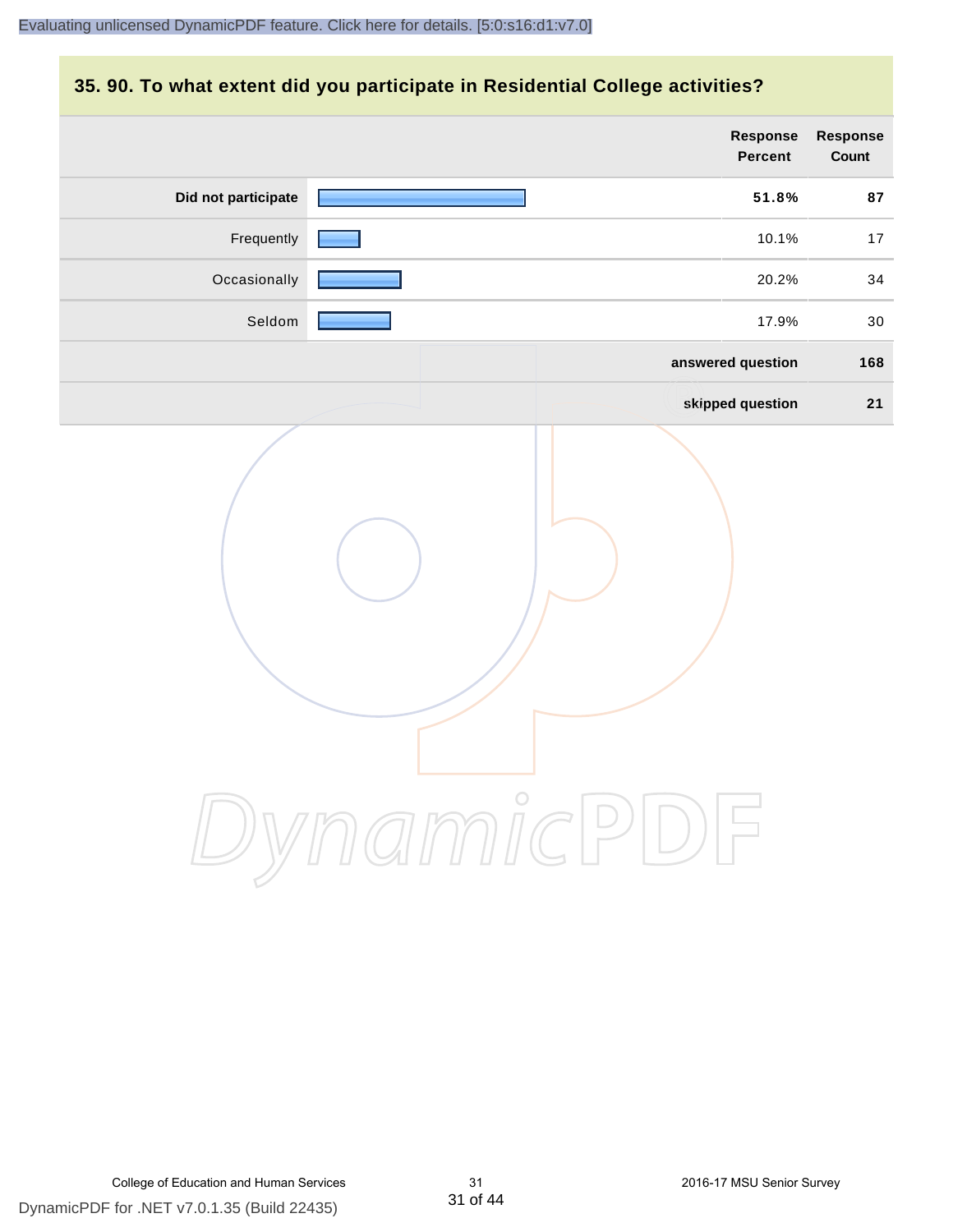## 35. 90. To what extent did you participate in Residential College activities?

| | Response Percent | Response Count |
|---|---|---|
| **Did not participate** | **51.8%** | **87** |
| Frequently | 10.1% | 17 |
| Occasionally | 20.2% | 34 |
| Seldom | 17.9% | 30 |
| | **answered question** | **168** |
| | **skipped question** | **21** |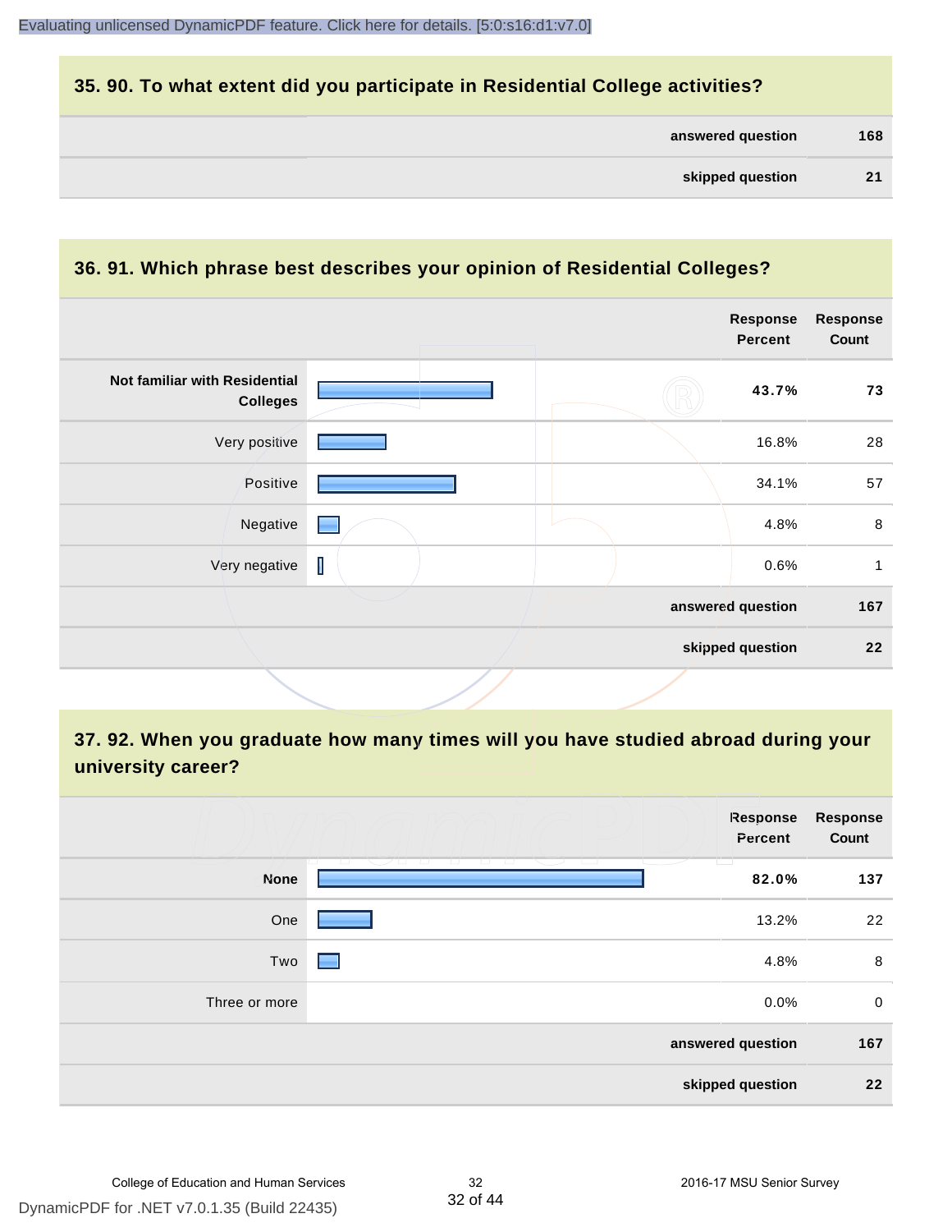## 35. 90. To what extent did you participate in Residential College activities?

| | |
|---|---|
| answered question | 168 |
| skipped question | 21 |

## 36. 91. Which phrase best describes your opinion of Residential Colleges?

| | Response Percent | Response Count |
|---|---|---|
| **Not familiar with Residential Colleges** | **43.7%** | **73** |
| Very positive | 16.8% | 28 |
| Positive | 34.1% | 57 |
| Negative | 4.8% | 8 |
| Very negative | 0.6% | 1 |
| answered question | | 167 |
| skipped question | | 22 |

## 37. 92. When you graduate how many times will you have studied abroad during your university career?

| | Response Percent | Response Count |
|---|---|---|
| **None** | **82.0%** | **137** |
| One | 13.2% | 22 |
| Two | 4.8% | 8 |
| Three or more | 0.0% | 0 |
| answered question | | 167 |
| skipped question | | 22 |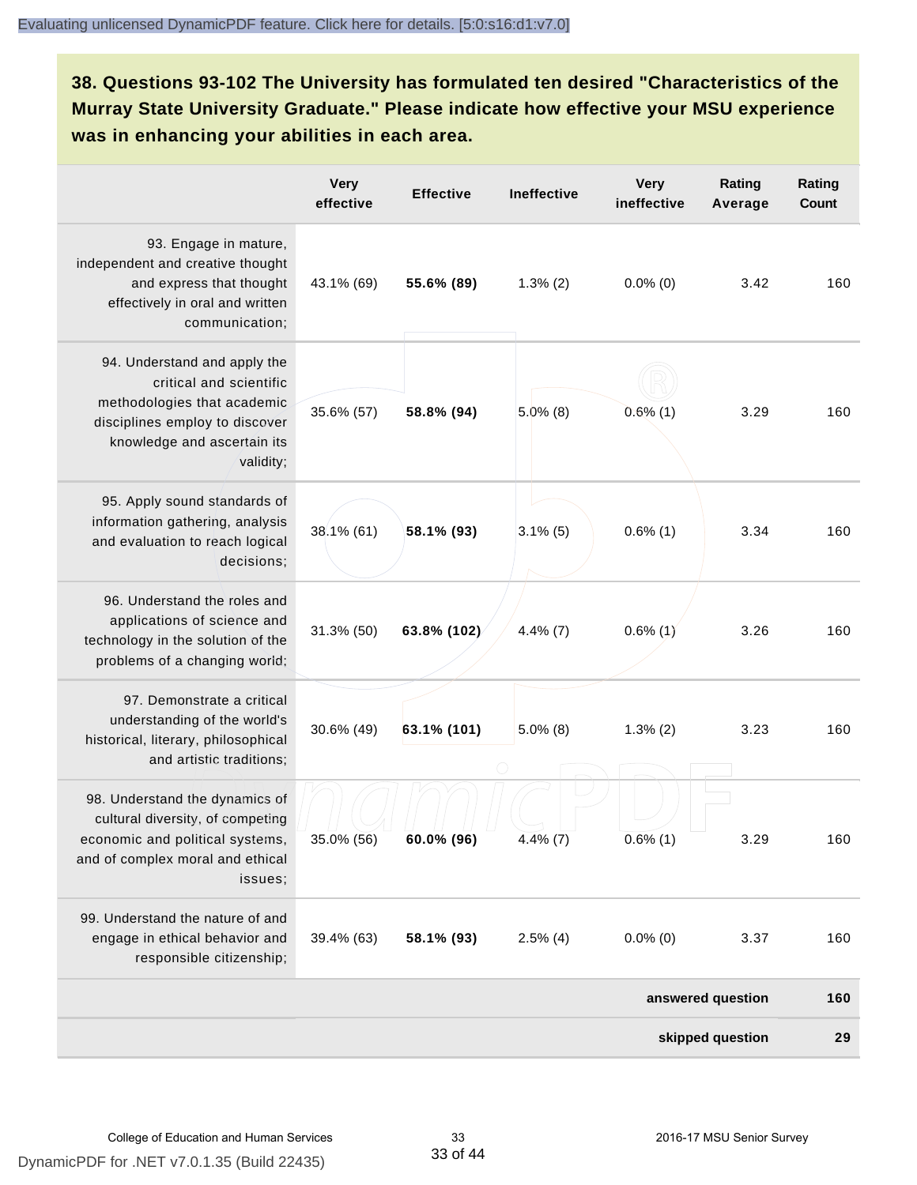**38. Questions 93-102 The University has formulated ten desired "Characteristics of the Murray State University Graduate." Please indicate how effective your MSU experience was in enhancing your abilities in each area.**

| | Very effective | Effective | Ineffective | Very ineffective | Rating Average | Rating Count |
|---|---|---|---|---|---|---|
| 93. Engage in mature, independent and creative thought and express that thought effectively in oral and written communication; | 43.1% (69) | **55.6% (89)** | 1.3% (2) | 0.0% (0) | 3.42 | 160 |
| 94. Understand and apply the critical and scientific methodologies that academic disciplines employ to discover knowledge and ascertain its validity; | 35.6% (57) | **58.8% (94)** | 5.0% (8) | 0.6% (1) | 3.29 | 160 |
| 95. Apply sound standards of information gathering, analysis and evaluation to reach logical decisions; | 38.1% (61) | **58.1% (93)** | 3.1% (5) | 0.6% (1) | 3.34 | 160 |
| 96. Understand the roles and applications of science and technology in the solution of the problems of a changing world; | 31.3% (50) | **63.8% (102)** | 4.4% (7) | 0.6% (1) | 3.26 | 160 |
| 97. Demonstrate a critical understanding of the world's historical, literary, philosophical and artistic traditions; | 30.6% (49) | **63.1% (101)** | 5.0% (8) | 1.3% (2) | 3.23 | 160 |
| 98. Understand the dynamics of cultural diversity, of competing economic and political systems, and of complex moral and ethical issues; | 35.0% (56) | **60.0% (96)** | 4.4% (7) | 0.6% (1) | 3.29 | 160 |
| 99. Understand the nature of and engage in ethical behavior and responsible citizenship; | 39.4% (63) | **58.1% (93)** | 2.5% (4) | 0.0% (0) | 3.37 | 160 |
| | | | | | **answered question** | **160** |
| | | | | | **skipped question** | **29** |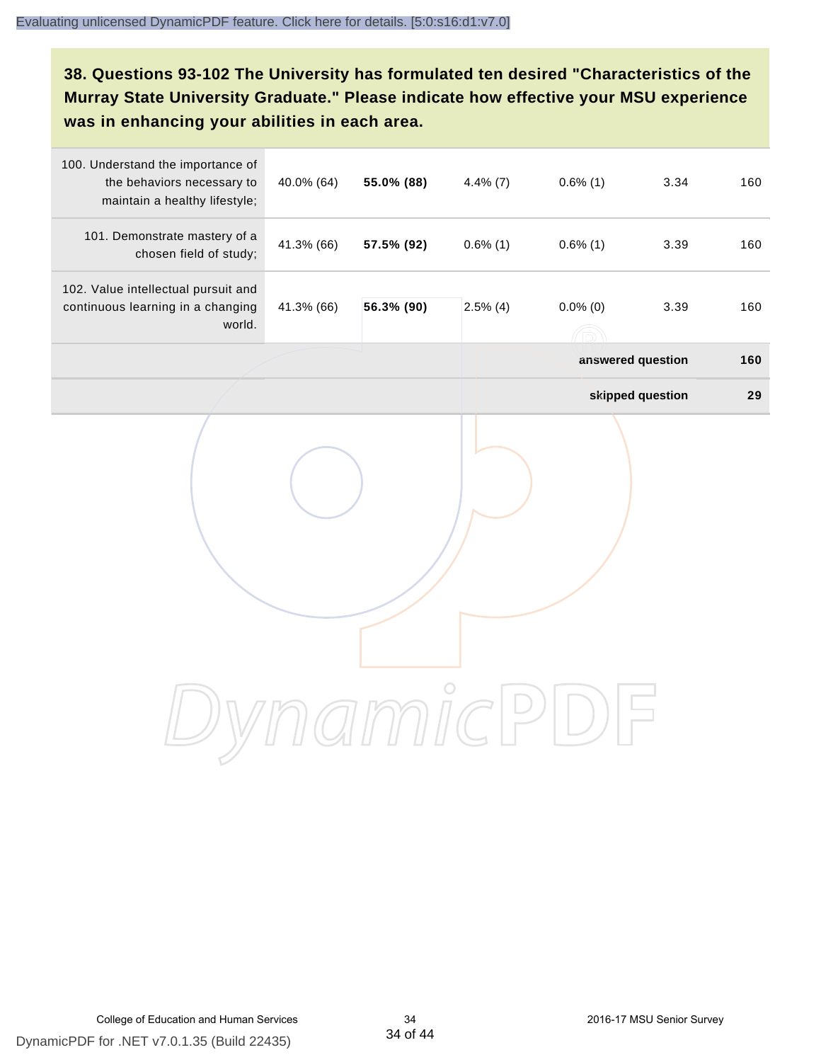**38. Questions 93-102 The University has formulated ten desired "Characteristics of the Murray State University Graduate." Please indicate how effective your MSU experience was in enhancing your abilities in each area.**

| | | | | | | |
|---|---|---|---|---|---|---|
| 100. Understand the importance of the behaviors necessary to maintain a healthy lifestyle; | 40.0% (64) | **55.0% (88)** | 4.4% (7) | 0.6% (1) | 3.34 | 160 |
| 101. Demonstrate mastery of a chosen field of study; | 41.3% (66) | **57.5% (92)** | 0.6% (1) | 0.6% (1) | 3.39 | 160 |
| 102. Value intellectual pursuit and continuous learning in a changing world. | 41.3% (66) | **56.3% (90)** | 2.5% (4) | 0.0% (0) | 3.39 | 160 |
| | | | | | **answered question** | **160** |
| | | | | | **skipped question** | **29** |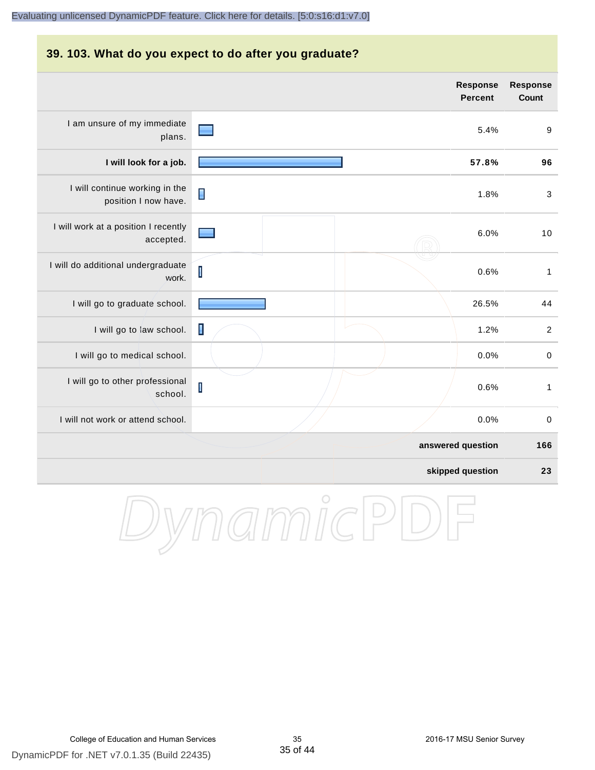## 39. 103. What do you expect to do after you graduate?

| | Response Percent | Response Count |
|---|---|---|
| I am unsure of my immediate plans. | 5.4% | 9 |
| **I will look for a job.** | **57.8%** | **96** |
| I will continue working in the position I now have. | 1.8% | 3 |
| I will work at a position I recently accepted. | 6.0% | 10 |
| I will do additional undergraduate work. | 0.6% | 1 |
| I will go to graduate school. | 26.5% | 44 |
| I will go to law school. | 1.2% | 2 |
| I will go to medical school. | 0.0% | 0 |
| I will go to other professional school. | 0.6% | 1 |
| I will not work or attend school. | 0.0% | 0 |
| | **answered question** | **166** |
| | **skipped question** | **23** |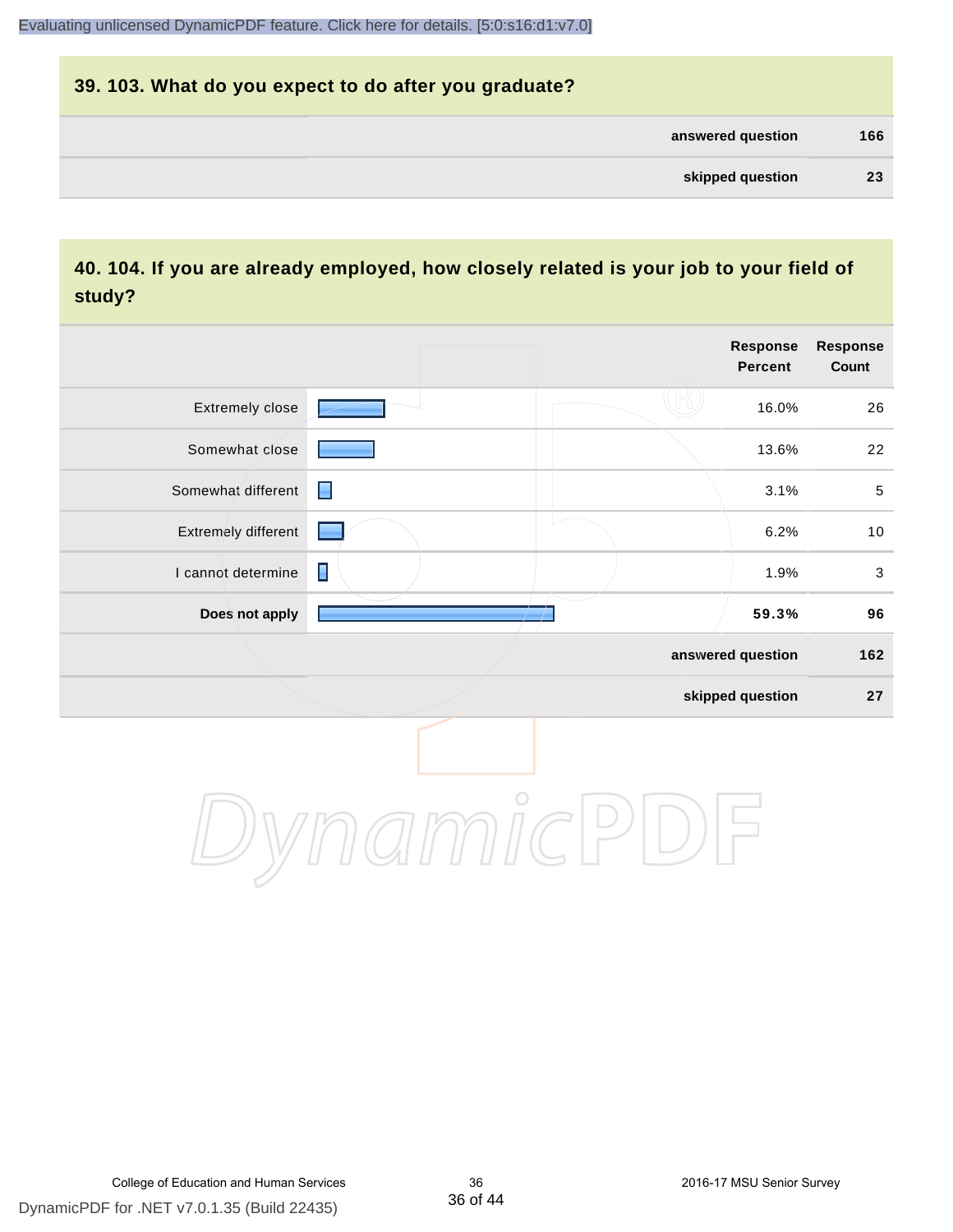## 39. 103. What do you expect to do after you graduate?

| | |
|---|---|
| answered question | 166 |
| skipped question | 23 |

## 40. 104. If you are already employed, how closely related is your job to your field of study?

| | Response Percent | Response Count |
|---|---|---|
| Extremely close | 16.0% | 26 |
| Somewhat close | 13.6% | 22 |
| Somewhat different | 3.1% | 5 |
| Extremely different | 6.2% | 10 |
| I cannot determine | 1.9% | 3 |
| **Does not apply** | **59.3%** | **96** |
| answered question | | 162 |
| skipped question | | 27 |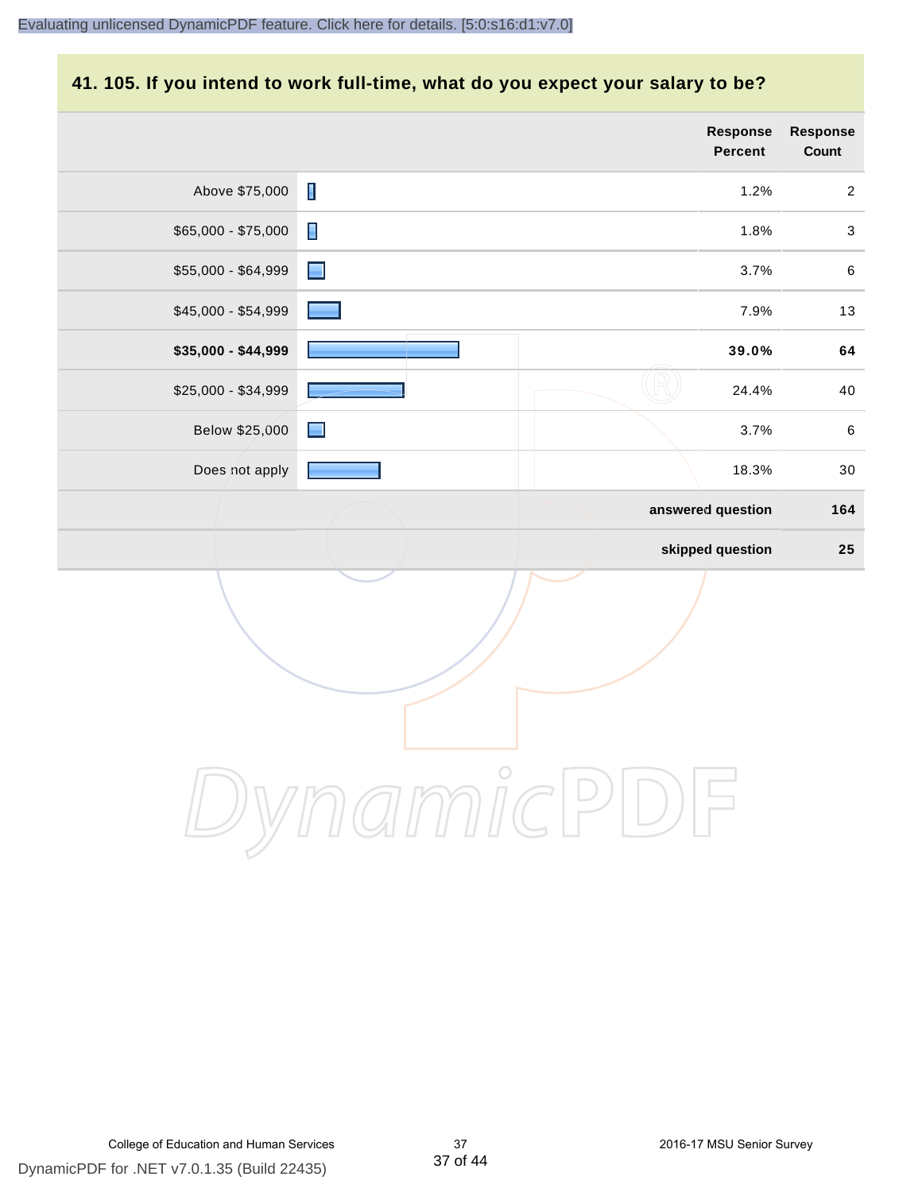## 41. 105. If you intend to work full-time, what do you expect your salary to be?

| | Response Percent | Response Count |
|---|---|---|
| Above $75,000 | 1.2% | 2 |
| $65,000 - $75,000 | 1.8% | 3 |
| $55,000 - $64,999 | 3.7% | 6 |
| $45,000 - $54,999 | 7.9% | 13 |
| **$35,000 - $44,999** | **39.0%** | **64** |
| $25,000 - $34,999 | 24.4% | 40 |
| Below $25,000 | 3.7% | 6 |
| Does not apply | 18.3% | 30 |
| | **answered question** | **164** |
| | **skipped question** | **25** |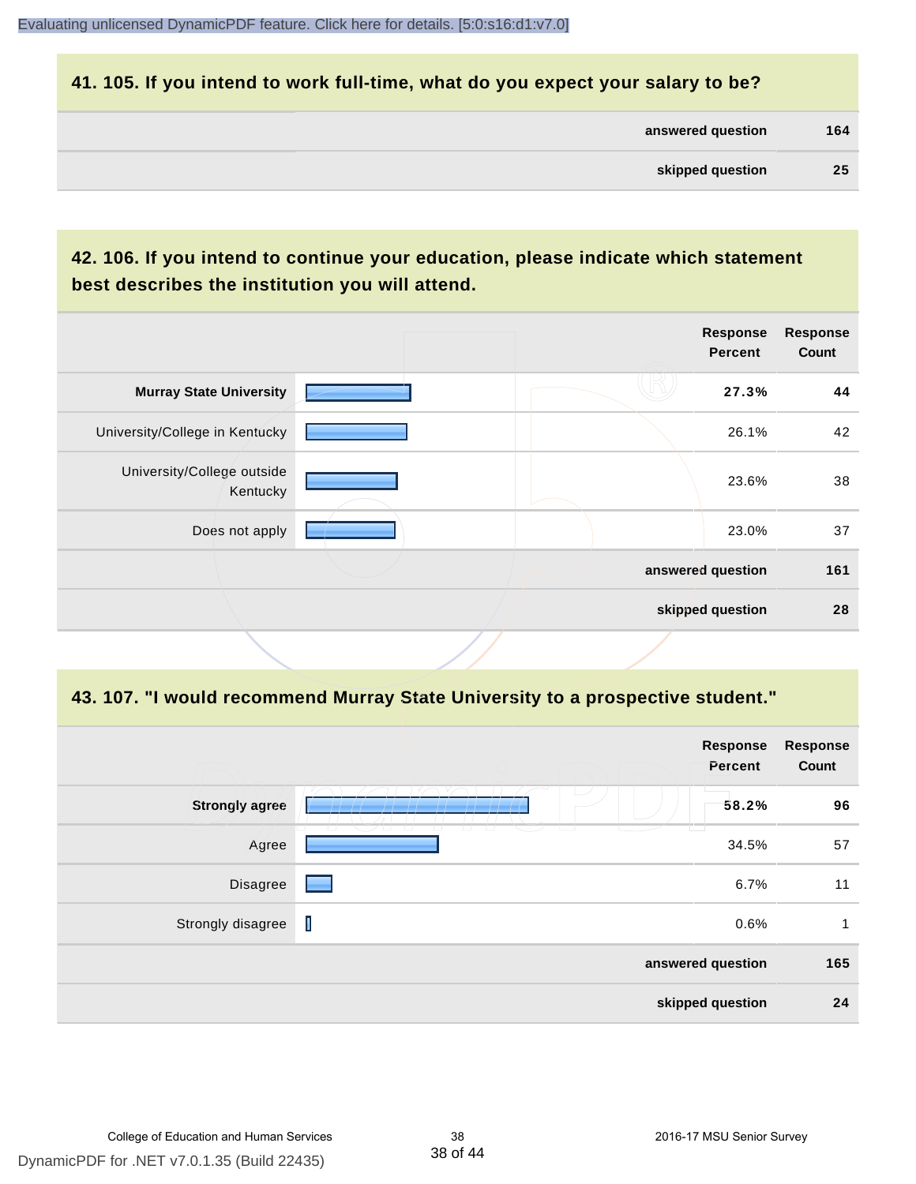## 41. 105. If you intend to work full-time, what do you expect your salary to be?

| | |
|---|---|
| answered question | 164 |
| skipped question | 25 |

## 42. 106. If you intend to continue your education, please indicate which statement best describes the institution you will attend.

| | Response Percent | Response Count |
|---|---|---|
| **Murray State University** | **27.3%** | **44** |
| University/College in Kentucky | 26.1% | 42 |
| University/College outside Kentucky | 23.6% | 38 |
| Does not apply | 23.0% | 37 |
| answered question | | 161 |
| skipped question | | 28 |

## 43. 107. "I would recommend Murray State University to a prospective student."

| | Response Percent | Response Count |
|---|---|---|
| **Strongly agree** | **58.2%** | **96** |
| Agree | 34.5% | 57 |
| Disagree | 6.7% | 11 |
| Strongly disagree | 0.6% | 1 |
| answered question | | 165 |
| skipped question | | 24 |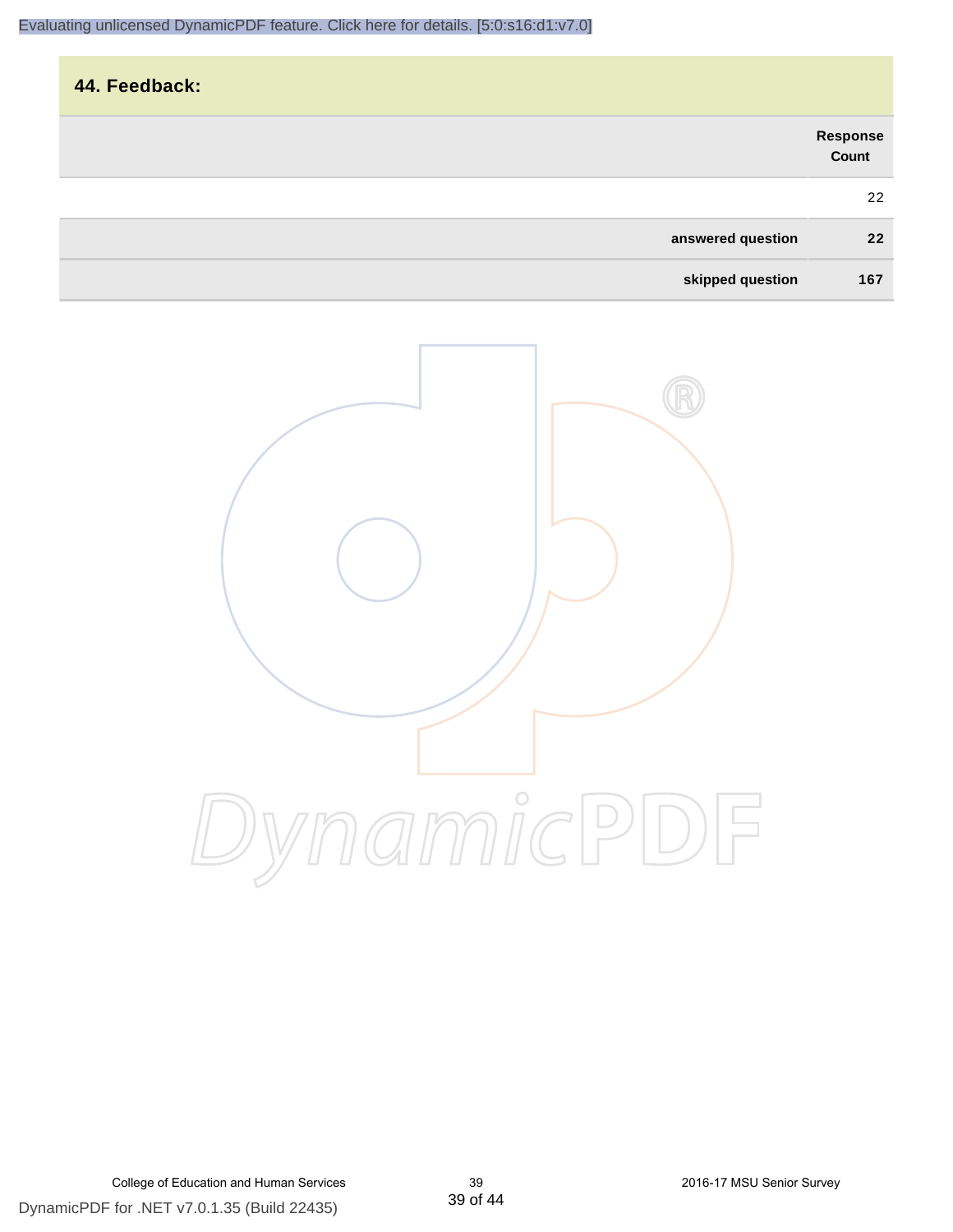## 44. Feedback:

| | Response Count |
|---|---|
| | 22 |
| **answered question** | **22** |
| **skipped question** | **167** |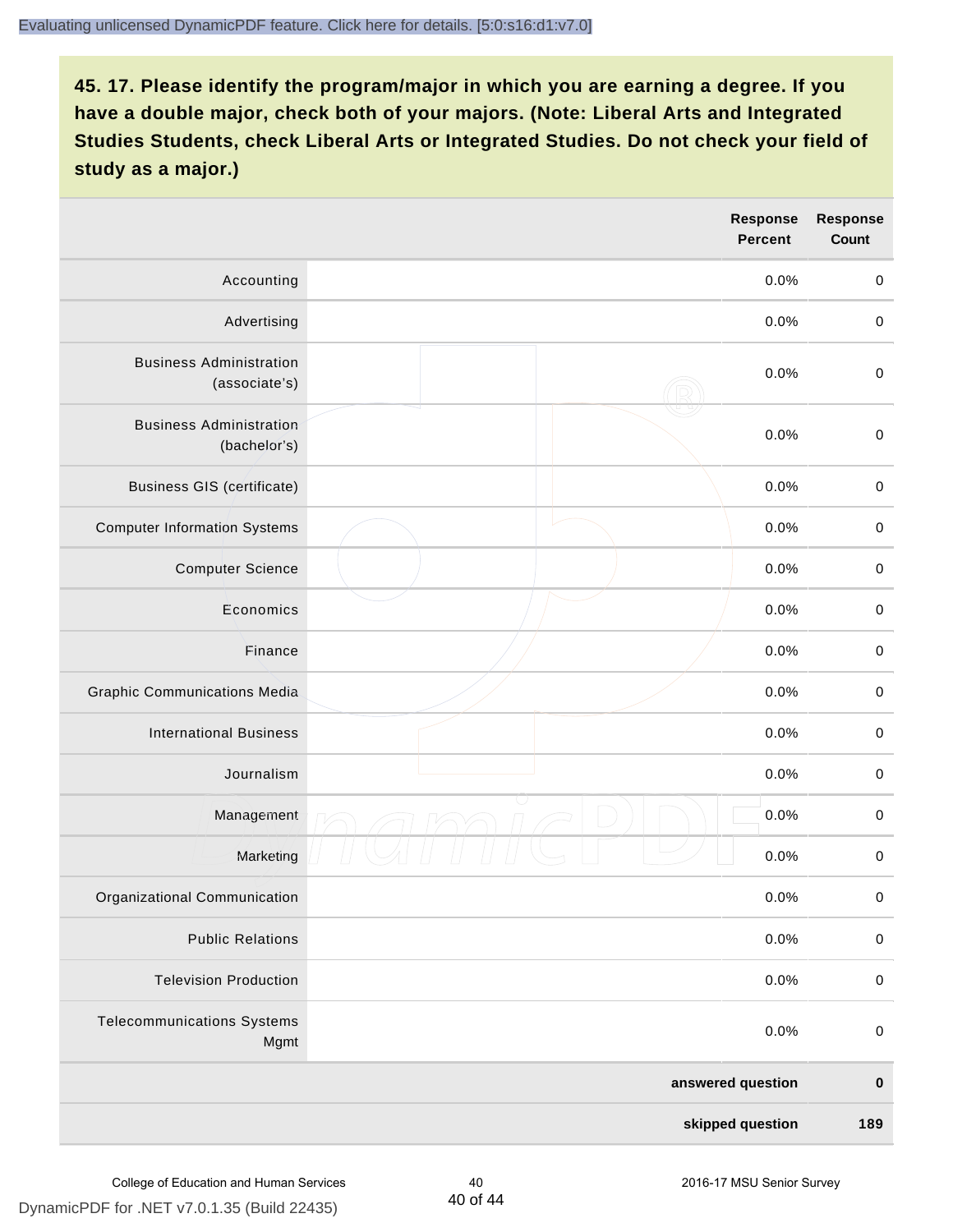**45. 17. Please identify the program/major in which you are earning a degree. If you have a double major, check both of your majors. (Note: Liberal Arts and Integrated Studies Students, check Liberal Arts or Integrated Studies. Do not check your field of study as a major.)**

| | Response Percent | Response Count |
|---|---|---|
| Accounting | 0.0% | 0 |
| Advertising | 0.0% | 0 |
| Business Administration (associate's) | 0.0% | 0 |
| Business Administration (bachelor's) | 0.0% | 0 |
| Business GIS (certificate) | 0.0% | 0 |
| Computer Information Systems | 0.0% | 0 |
| Computer Science | 0.0% | 0 |
| Economics | 0.0% | 0 |
| Finance | 0.0% | 0 |
| Graphic Communications Media | 0.0% | 0 |
| International Business | 0.0% | 0 |
| Journalism | 0.0% | 0 |
| Management | 0.0% | 0 |
| Marketing | 0.0% | 0 |
| Organizational Communication | 0.0% | 0 |
| Public Relations | 0.0% | 0 |
| Television Production | 0.0% | 0 |
| Telecommunications Systems Mgmt | 0.0% | 0 |
| | **answered question** | **0** |
| | **skipped question** | **189** |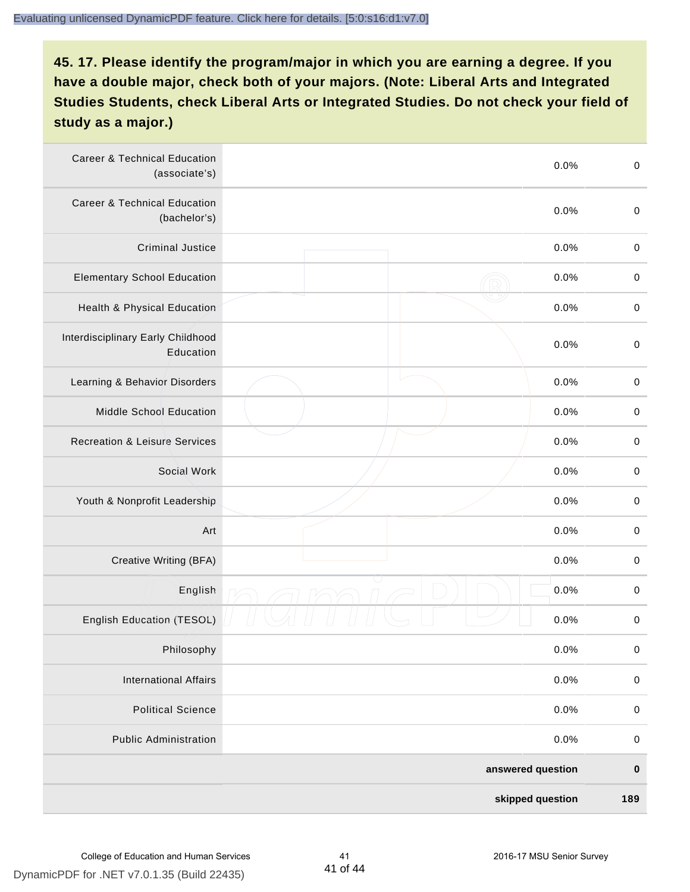**45. 17. Please identify the program/major in which you are earning a degree. If you have a double major, check both of your majors. (Note: Liberal Arts and Integrated Studies Students, check Liberal Arts or Integrated Studies. Do not check your field of study as a major.)**

| Program/Major | | Percent | Count |
|---|---|---|---|
| Career & Technical Education (associate's) | | 0.0% | 0 |
| Career & Technical Education (bachelor's) | | 0.0% | 0 |
| Criminal Justice | | 0.0% | 0 |
| Elementary School Education | | 0.0% | 0 |
| Health & Physical Education | | 0.0% | 0 |
| Interdisciplinary Early Childhood Education | | 0.0% | 0 |
| Learning & Behavior Disorders | | 0.0% | 0 |
| Middle School Education | | 0.0% | 0 |
| Recreation & Leisure Services | | 0.0% | 0 |
| Social Work | | 0.0% | 0 |
| Youth & Nonprofit Leadership | | 0.0% | 0 |
| Art | | 0.0% | 0 |
| Creative Writing (BFA) | | 0.0% | 0 |
| English | | 0.0% | 0 |
| English Education (TESOL) | | 0.0% | 0 |
| Philosophy | | 0.0% | 0 |
| International Affairs | | 0.0% | 0 |
| Political Science | | 0.0% | 0 |
| Public Administration | | 0.0% | 0 |
| | | **answered question** | **0** |
| | | **skipped question** | **189** |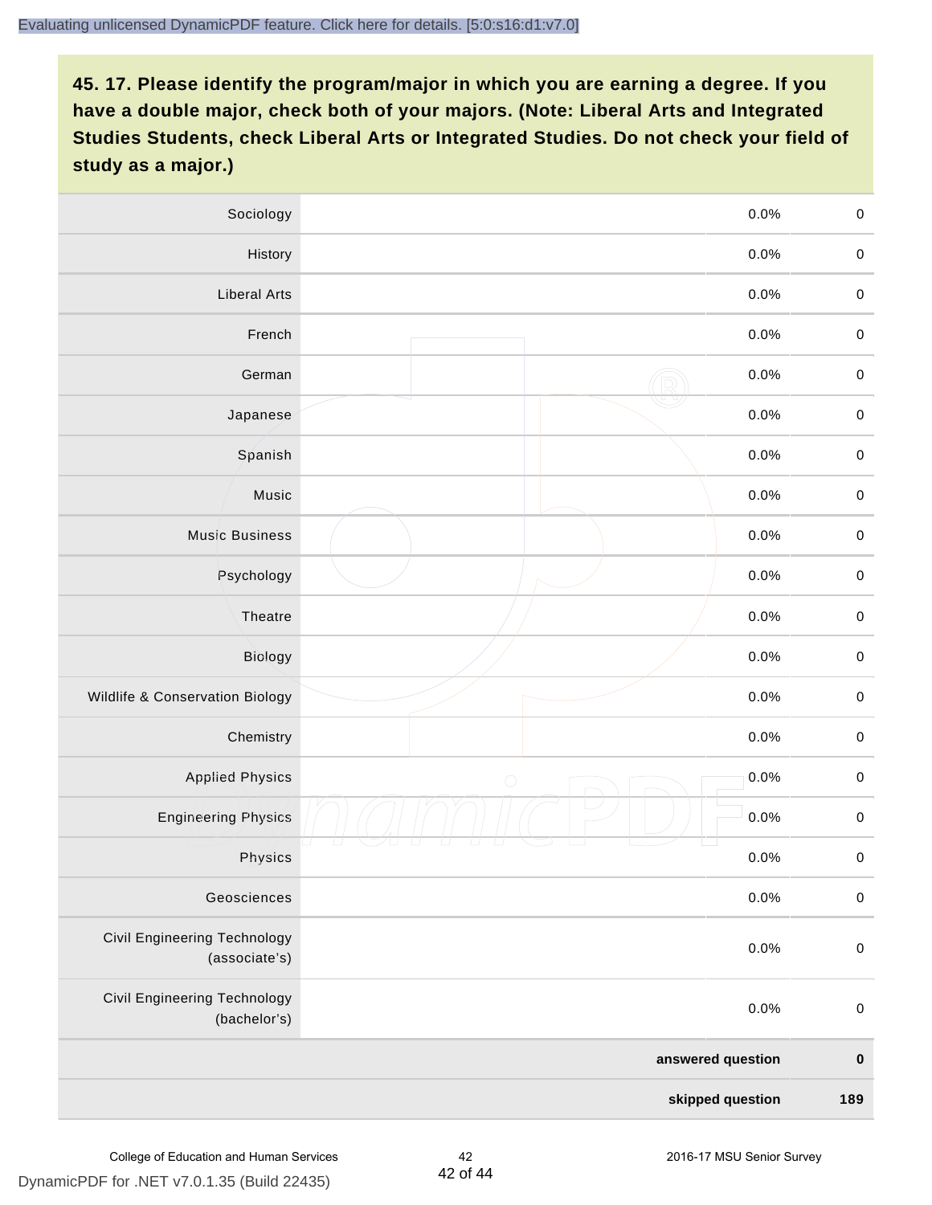**45. 17. Please identify the program/major in which you are earning a degree. If you have a double major, check both of your majors. (Note: Liberal Arts and Integrated Studies Students, check Liberal Arts or Integrated Studies. Do not check your field of study as a major.)**

| Program/Major | | Percent | Count |
|---|---|---|---|
| Sociology | | 0.0% | 0 |
| History | | 0.0% | 0 |
| Liberal Arts | | 0.0% | 0 |
| French | | 0.0% | 0 |
| German | | 0.0% | 0 |
| Japanese | | 0.0% | 0 |
| Spanish | | 0.0% | 0 |
| Music | | 0.0% | 0 |
| Music Business | | 0.0% | 0 |
| Psychology | | 0.0% | 0 |
| Theatre | | 0.0% | 0 |
| Biology | | 0.0% | 0 |
| Wildlife & Conservation Biology | | 0.0% | 0 |
| Chemistry | | 0.0% | 0 |
| Applied Physics | | 0.0% | 0 |
| Engineering Physics | | 0.0% | 0 |
| Physics | | 0.0% | 0 |
| Geosciences | | 0.0% | 0 |
| Civil Engineering Technology (associate's) | | 0.0% | 0 |
| Civil Engineering Technology (bachelor's) | | 0.0% | 0 |
| | | **answered question** | **0** |
| | | **skipped question** | **189** |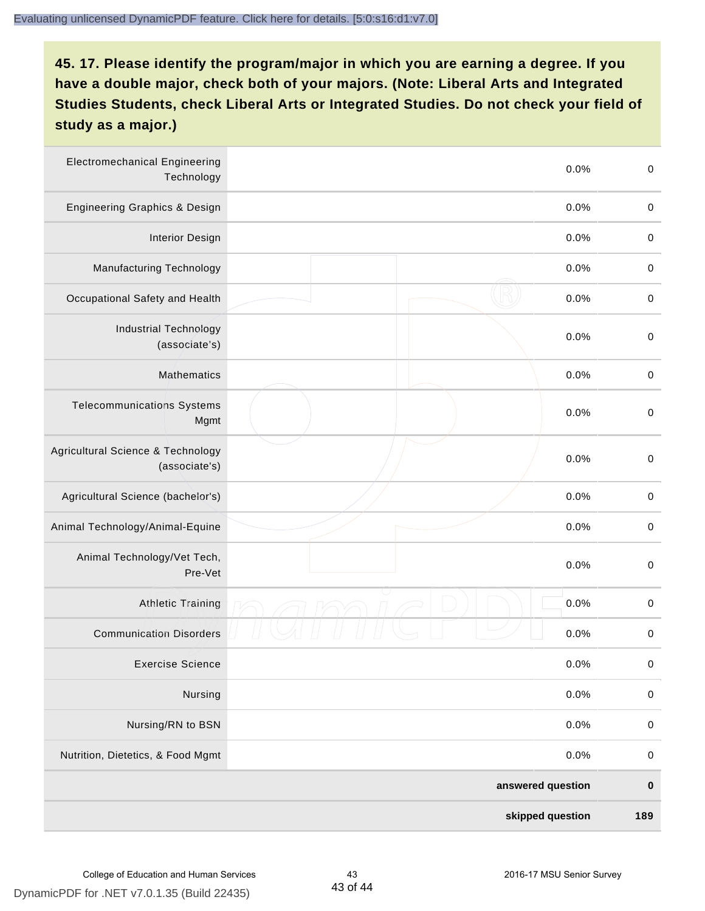## 45. 17. Please identify the program/major in which you are earning a degree. If you have a double major, check both of your majors. (Note: Liberal Arts and Integrated Studies Students, check Liberal Arts or Integrated Studies. Do not check your field of study as a major.)

| | | | |
|---|---|---|---|
| Electromechanical Engineering Technology | | 0.0% | 0 |
| Engineering Graphics & Design | | 0.0% | 0 |
| Interior Design | | 0.0% | 0 |
| Manufacturing Technology | | 0.0% | 0 |
| Occupational Safety and Health | | 0.0% | 0 |
| Industrial Technology (associate's) | | 0.0% | 0 |
| Mathematics | | 0.0% | 0 |
| Telecommunications Systems Mgmt | | 0.0% | 0 |
| Agricultural Science & Technology (associate's) | | 0.0% | 0 |
| Agricultural Science (bachelor's) | | 0.0% | 0 |
| Animal Technology/Animal-Equine | | 0.0% | 0 |
| Animal Technology/Vet Tech, Pre-Vet | | 0.0% | 0 |
| Athletic Training | | 0.0% | 0 |
| Communication Disorders | | 0.0% | 0 |
| Exercise Science | | 0.0% | 0 |
| Nursing | | 0.0% | 0 |
| Nursing/RN to BSN | | 0.0% | 0 |
| Nutrition, Dietetics, & Food Mgmt | | 0.0% | 0 |
| | | **answered question** | **0** |
| | | **skipped question** | **189** |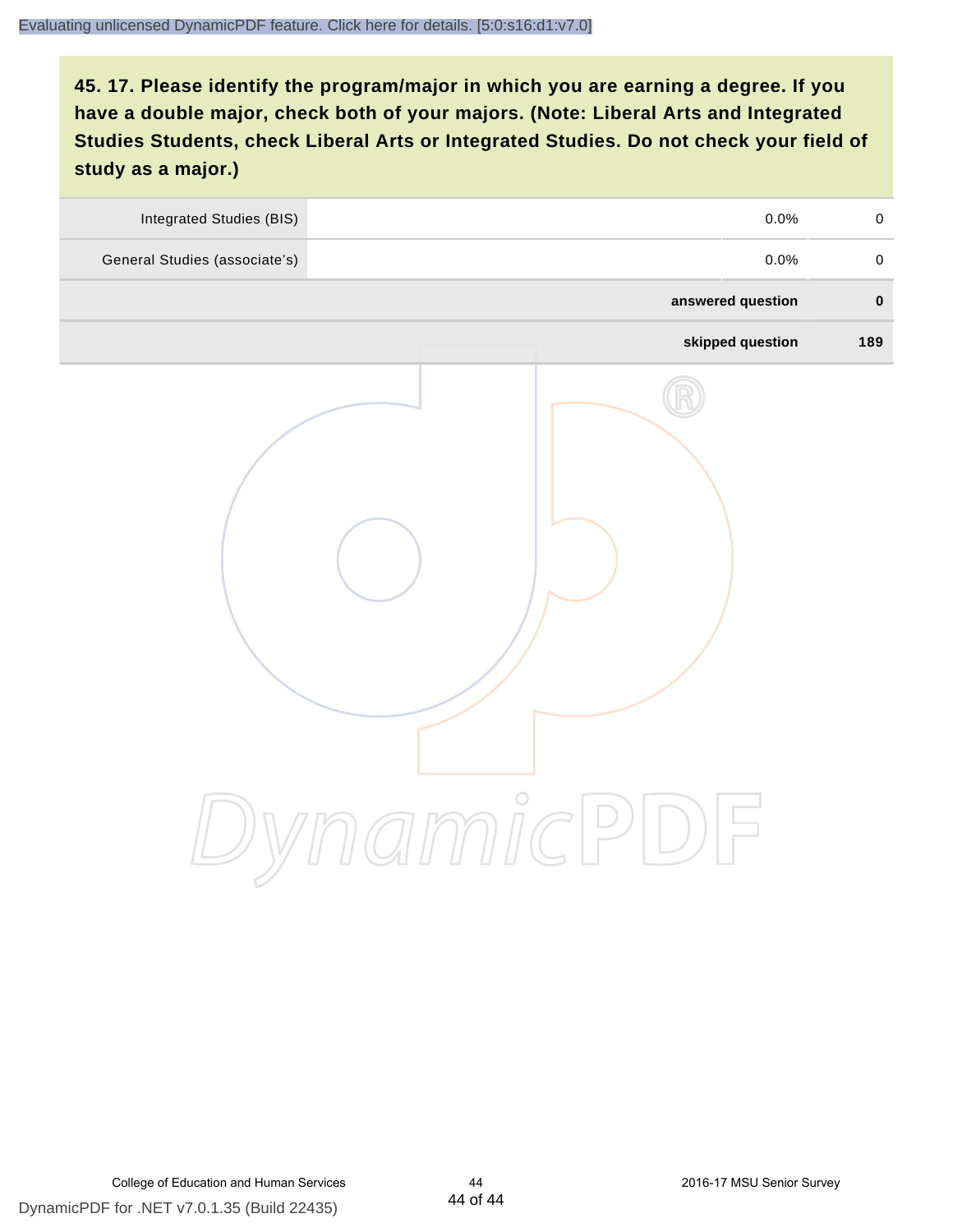**45. 17. Please identify the program/major in which you are earning a degree. If you have a double major, check both of your majors. (Note: Liberal Arts and Integrated Studies Students, check Liberal Arts or Integrated Studies. Do not check your field of study as a major.)**

| | | |
|---|---|---|
| Integrated Studies (BIS) | 0.0% | 0 |
| General Studies (associate's) | 0.0% | 0 |
| | **answered question** | **0** |
| | **skipped question** | **189** |